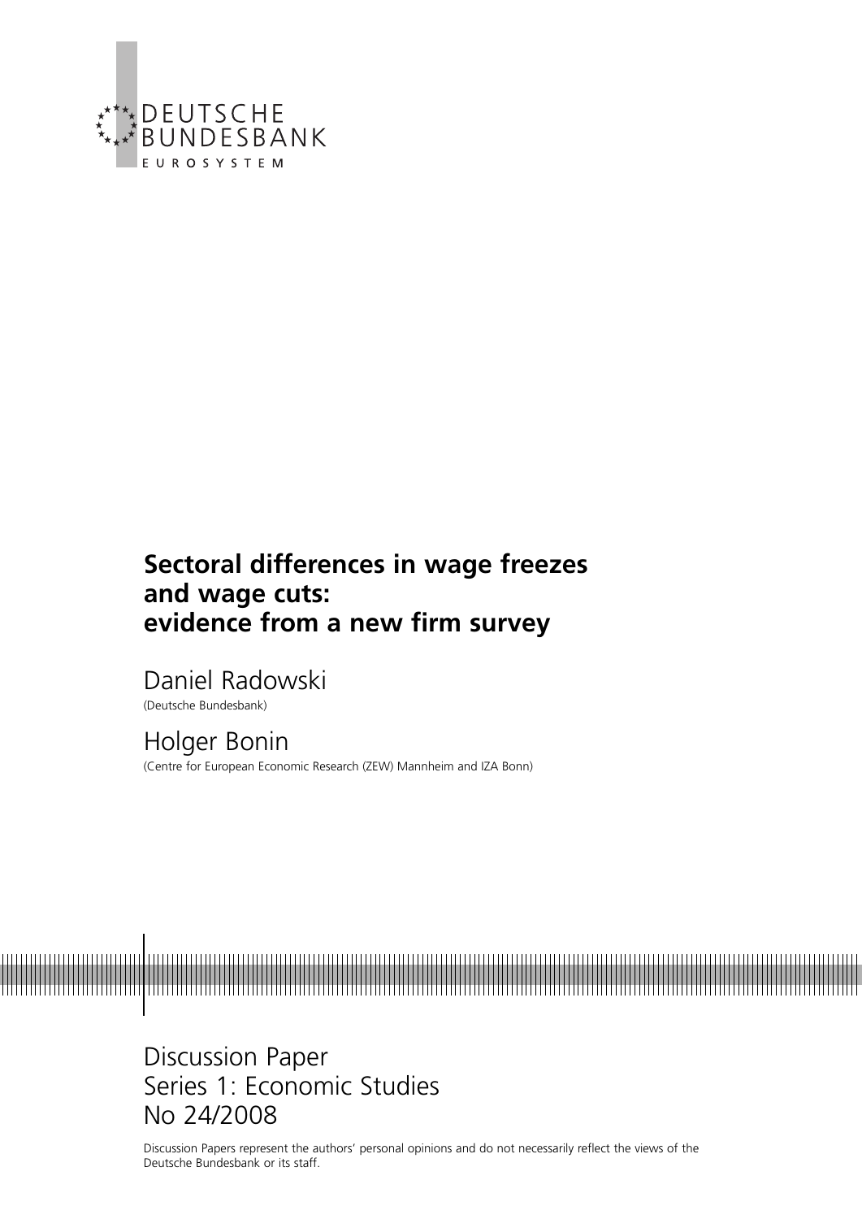DEUTSCHE
BUNDESBANK
EUROSYSTEM

# Sectoral differences in wage freezes and wage cuts: evidence from a new firm survey

Daniel Radowski
(Deutsche Bundesbank)

Holger Bonin
(Centre for European Economic Research (ZEW) Mannheim and IZA Bonn)

Discussion Paper
Series 1: Economic Studies
No 24/2008

Discussion Papers represent the authors' personal opinions and do not necessarily reflect the views of the Deutsche Bundesbank or its staff.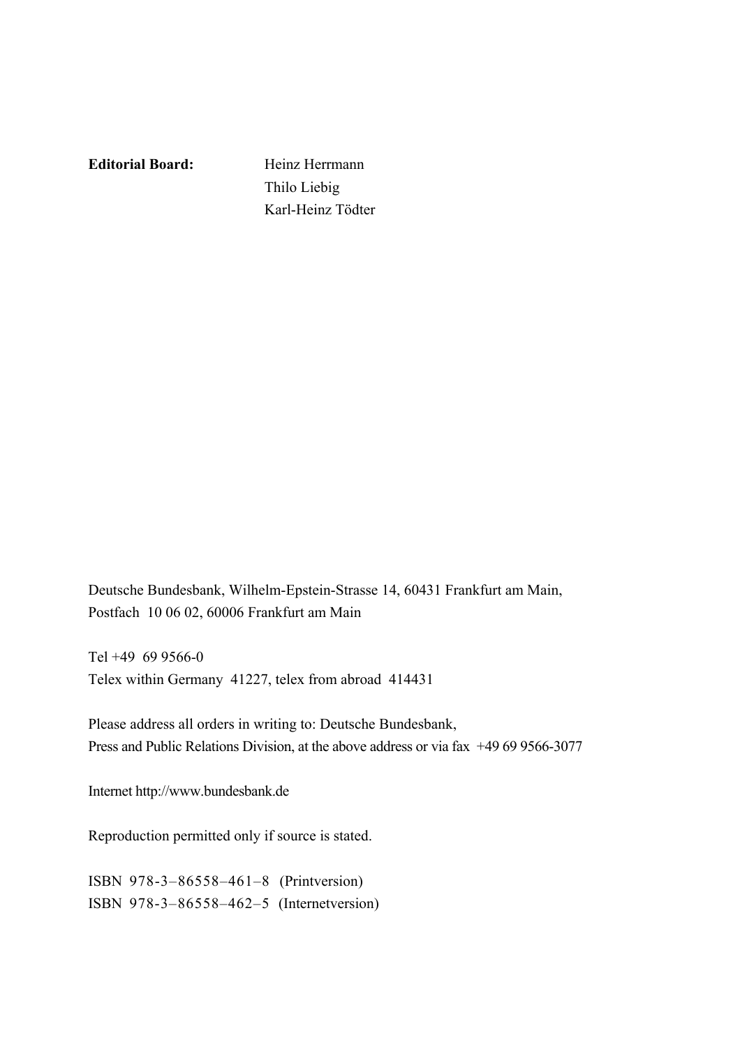**Editorial Board:** Heinz Herrmann
Thilo Liebig
Karl-Heinz Tödter

Deutsche Bundesbank, Wilhelm-Epstein-Strasse 14, 60431 Frankfurt am Main,
Postfach 10 06 02, 60006 Frankfurt am Main

Tel +49 69 9566-0
Telex within Germany 41227, telex from abroad 414431

Please address all orders in writing to: Deutsche Bundesbank,
Press and Public Relations Division, at the above address or via fax +49 69 9566-3077

Internet http://www.bundesbank.de

Reproduction permitted only if source is stated.

ISBN 978-3–86558–461–8 (Printversion)
ISBN 978-3–86558–462–5 (Internetversion)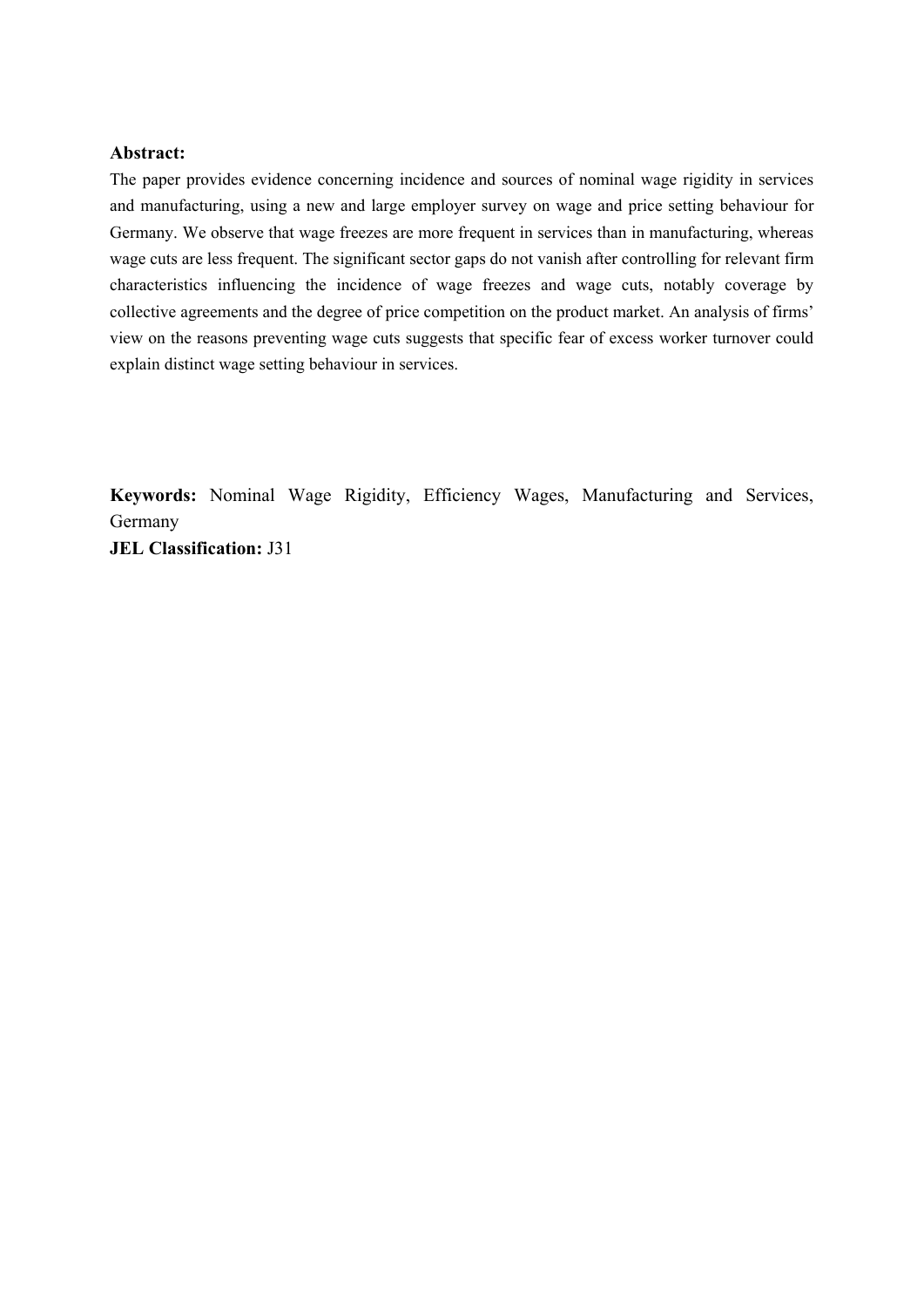**Abstract:**

The paper provides evidence concerning incidence and sources of nominal wage rigidity in services and manufacturing, using a new and large employer survey on wage and price setting behaviour for Germany. We observe that wage freezes are more frequent in services than in manufacturing, whereas wage cuts are less frequent. The significant sector gaps do not vanish after controlling for relevant firm characteristics influencing the incidence of wage freezes and wage cuts, notably coverage by collective agreements and the degree of price competition on the product market. An analysis of firms' view on the reasons preventing wage cuts suggests that specific fear of excess worker turnover could explain distinct wage setting behaviour in services.

**Keywords:** Nominal Wage Rigidity, Efficiency Wages, Manufacturing and Services, Germany

**JEL Classification:** J31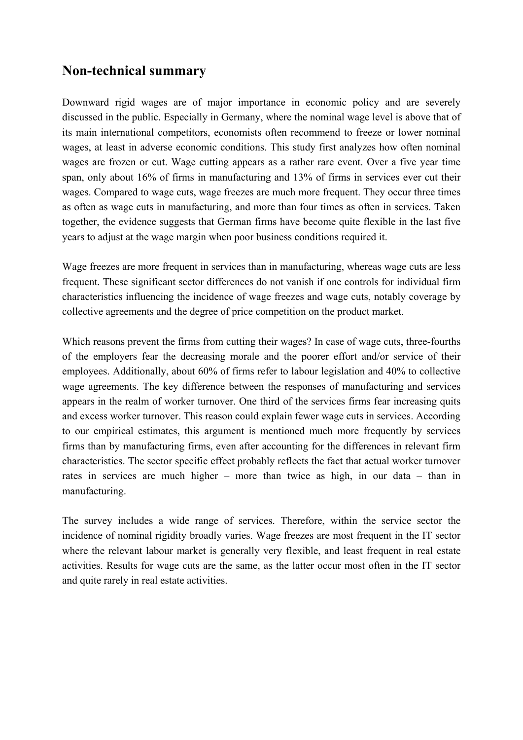## Non-technical summary

Downward rigid wages are of major importance in economic policy and are severely discussed in the public. Especially in Germany, where the nominal wage level is above that of its main international competitors, economists often recommend to freeze or lower nominal wages, at least in adverse economic conditions. This study first analyzes how often nominal wages are frozen or cut. Wage cutting appears as a rather rare event. Over a five year time span, only about 16% of firms in manufacturing and 13% of firms in services ever cut their wages. Compared to wage cuts, wage freezes are much more frequent. They occur three times as often as wage cuts in manufacturing, and more than four times as often in services. Taken together, the evidence suggests that German firms have become quite flexible in the last five years to adjust at the wage margin when poor business conditions required it.

Wage freezes are more frequent in services than in manufacturing, whereas wage cuts are less frequent. These significant sector differences do not vanish if one controls for individual firm characteristics influencing the incidence of wage freezes and wage cuts, notably coverage by collective agreements and the degree of price competition on the product market.

Which reasons prevent the firms from cutting their wages? In case of wage cuts, three-fourths of the employers fear the decreasing morale and the poorer effort and/or service of their employees. Additionally, about 60% of firms refer to labour legislation and 40% to collective wage agreements. The key difference between the responses of manufacturing and services appears in the realm of worker turnover. One third of the services firms fear increasing quits and excess worker turnover. This reason could explain fewer wage cuts in services. According to our empirical estimates, this argument is mentioned much more frequently by services firms than by manufacturing firms, even after accounting for the differences in relevant firm characteristics. The sector specific effect probably reflects the fact that actual worker turnover rates in services are much higher – more than twice as high, in our data – than in manufacturing.

The survey includes a wide range of services. Therefore, within the service sector the incidence of nominal rigidity broadly varies. Wage freezes are most frequent in the IT sector where the relevant labour market is generally very flexible, and least frequent in real estate activities. Results for wage cuts are the same, as the latter occur most often in the IT sector and quite rarely in real estate activities.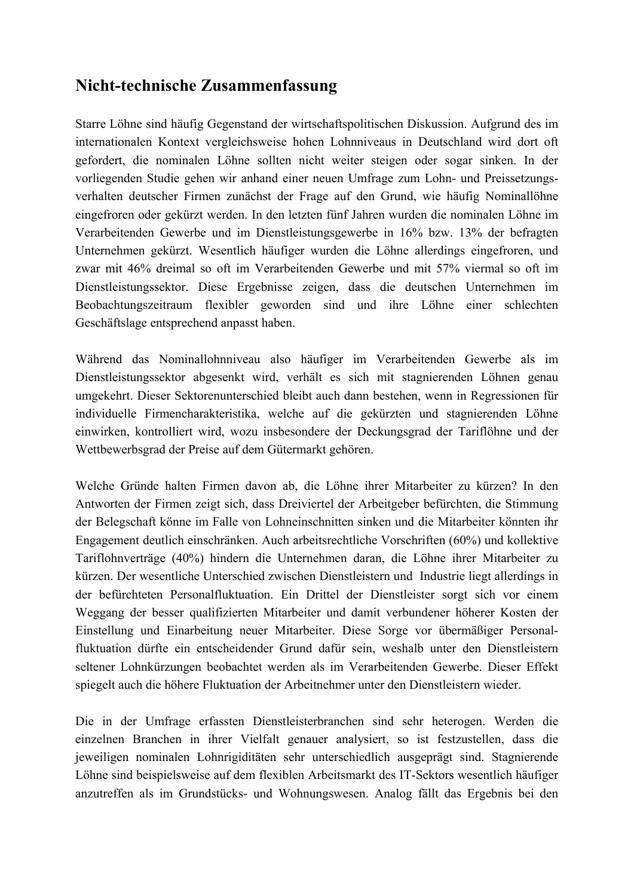## Nicht-technische Zusammenfassung

Starre Löhne sind häufig Gegenstand der wirtschaftspolitischen Diskussion. Aufgrund des im internationalen Kontext vergleichsweise hohen Lohnniveaus in Deutschland wird dort oft gefordert, die nominalen Löhne sollten nicht weiter steigen oder sogar sinken. In der vorliegenden Studie gehen wir anhand einer neuen Umfrage zum Lohn- und Preissetzungsverhalten deutscher Firmen zunächst der Frage auf den Grund, wie häufig Nominallöhne eingefroren oder gekürzt werden. In den letzten fünf Jahren wurden die nominalen Löhne im Verarbeitenden Gewerbe und im Dienstleistungsgewerbe in 16% bzw. 13% der befragten Unternehmen gekürzt. Wesentlich häufiger wurden die Löhne allerdings eingefroren, und zwar mit 46% dreimal so oft im Verarbeitenden Gewerbe und mit 57% viermal so oft im Dienstleistungssektor. Diese Ergebnisse zeigen, dass die deutschen Unternehmen im Beobachtungszeitraum flexibler geworden sind und ihre Löhne einer schlechten Geschäftslage entsprechend anpasst haben.

Während das Nominallohnniveau also häufiger im Verarbeitenden Gewerbe als im Dienstleistungssektor abgesenkt wird, verhält es sich mit stagnierenden Löhnen genau umgekehrt. Dieser Sektorenunterschied bleibt auch dann bestehen, wenn in Regressionen für individuelle Firmencharakteristika, welche auf die gekürzten und stagnierenden Löhne einwirken, kontrolliert wird, wozu insbesondere der Deckungsgrad der Tariflöhne und der Wettbewerbsgrad der Preise auf dem Gütermarkt gehören.

Welche Gründe halten Firmen davon ab, die Löhne ihrer Mitarbeiter zu kürzen? In den Antworten der Firmen zeigt sich, dass Dreiviertel der Arbeitgeber befürchten, die Stimmung der Belegschaft könne im Falle von Lohneinschnitten sinken und die Mitarbeiter könnten ihr Engagement deutlich einschränken. Auch arbeitsrechtliche Vorschriften (60%) und kollektive Tariflohnverträge (40%) hindern die Unternehmen daran, die Löhne ihrer Mitarbeiter zu kürzen. Der wesentliche Unterschied zwischen Dienstleistern und Industrie liegt allerdings in der befürchteten Personalfluktuation. Ein Drittel der Dienstleister sorgt sich vor einem Weggang der besser qualifizierten Mitarbeiter und damit verbundener höherer Kosten der Einstellung und Einarbeitung neuer Mitarbeiter. Diese Sorge vor übermäßiger Personalfluktuation dürfte ein entscheidender Grund dafür sein, weshalb unter den Dienstleistern seltener Lohnkürzungen beobachtet werden als im Verarbeitenden Gewerbe. Dieser Effekt spiegelt auch die höhere Fluktuation der Arbeitnehmer unter den Dienstleistern wieder.

Die in der Umfrage erfassten Dienstleisterbranchen sind sehr heterogen. Werden die einzelnen Branchen in ihrer Vielfalt genauer analysiert, so ist festzustellen, dass die jeweiligen nominalen Lohnrigiditäten sehr unterschiedlich ausgeprägt sind. Stagnierende Löhne sind beispielsweise auf dem flexiblen Arbeitsmarkt des IT-Sektors wesentlich häufiger anzutreffen als im Grundstücks- und Wohnungswesen. Analog fällt das Ergebnis bei den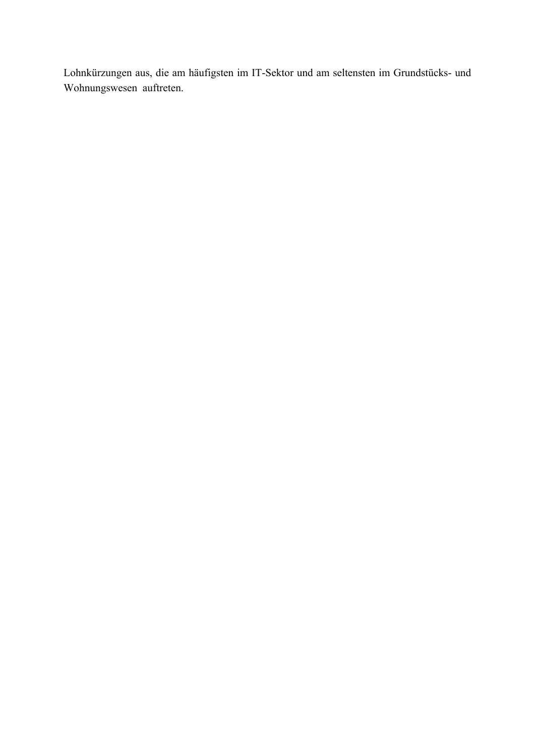Lohnkürzungen aus, die am häufigsten im IT-Sektor und am seltensten im Grundstücks- und Wohnungswesen auftreten.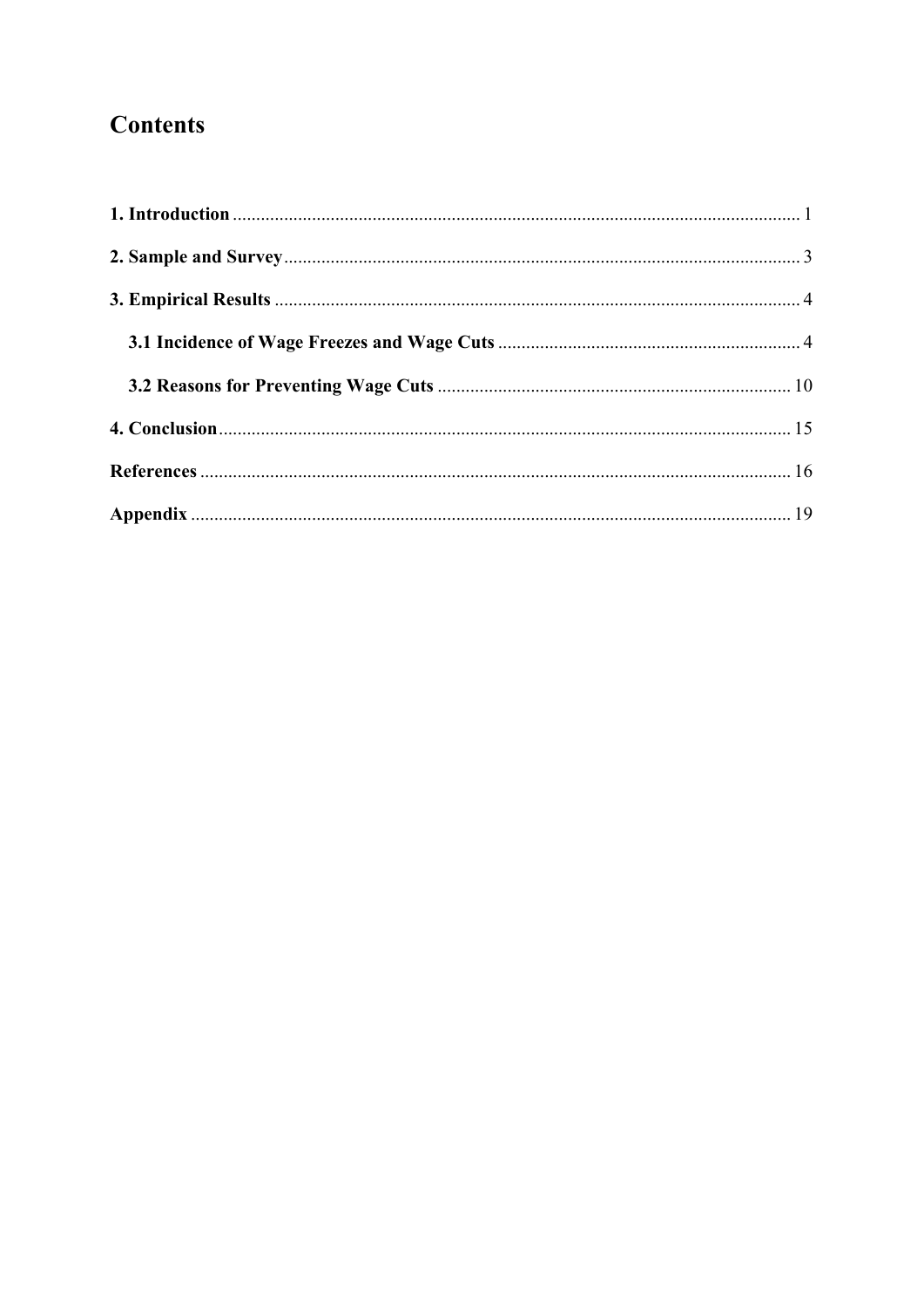# Contents

**1. Introduction** ........................................................................................................................ 1

**2. Sample and Survey** ............................................................................................................ 3

**3. Empirical Results** .............................................................................................................. 4

**3.1 Incidence of Wage Freezes and Wage Cuts** ................................................................ 4

**3.2 Reasons for Preventing Wage Cuts** ........................................................................... 10

**4. Conclusion** ........................................................................................................................ 15

**References** ............................................................................................................................ 16

**Appendix** .............................................................................................................................. 19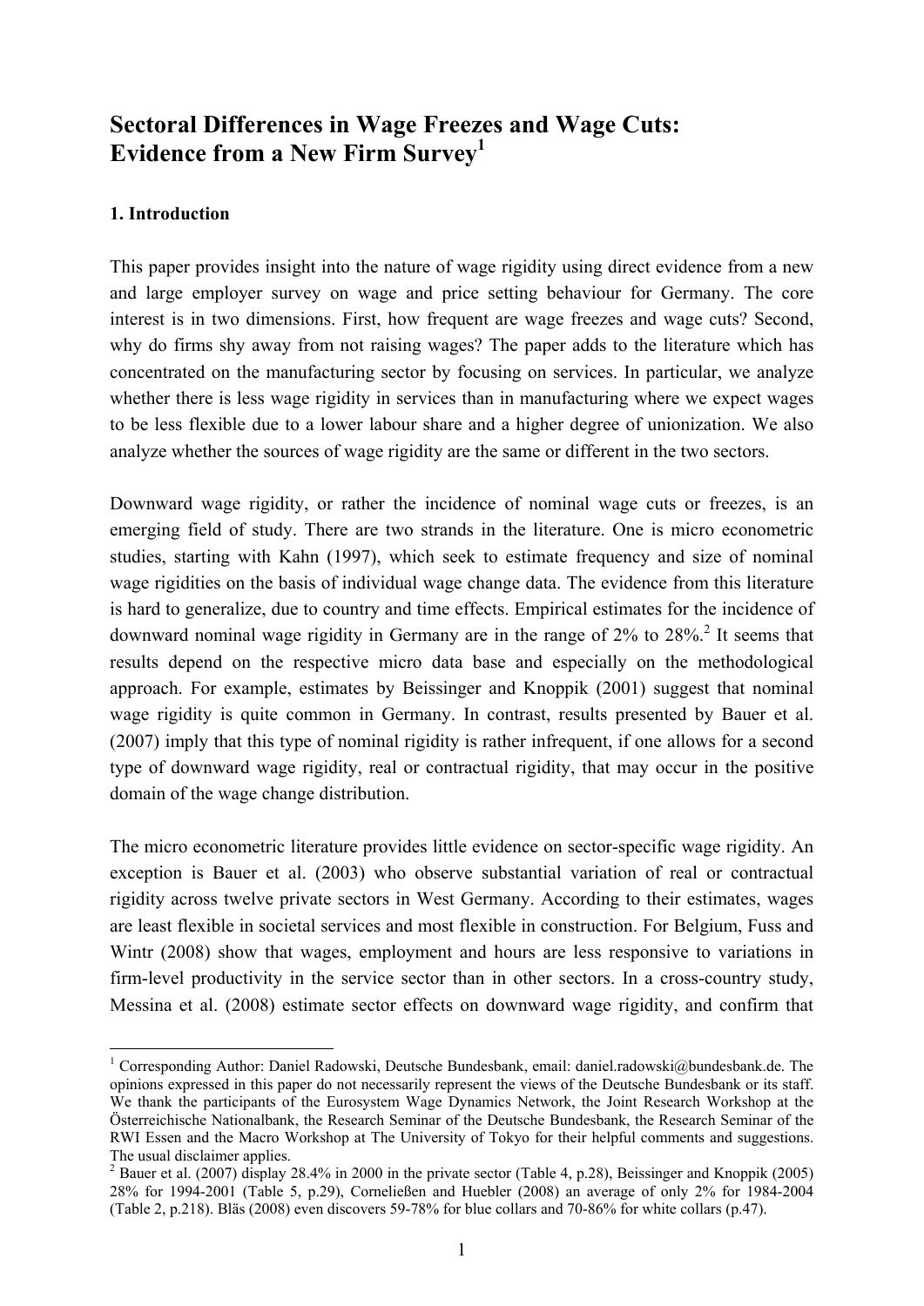# Sectoral Differences in Wage Freezes and Wage Cuts: Evidence from a New Firm Survey[1]

## 1. Introduction

This paper provides insight into the nature of wage rigidity using direct evidence from a new and large employer survey on wage and price setting behaviour for Germany. The core interest is in two dimensions. First, how frequent are wage freezes and wage cuts? Second, why do firms shy away from not raising wages? The paper adds to the literature which has concentrated on the manufacturing sector by focusing on services. In particular, we analyze whether there is less wage rigidity in services than in manufacturing where we expect wages to be less flexible due to a lower labour share and a higher degree of unionization. We also analyze whether the sources of wage rigidity are the same or different in the two sectors.

Downward wage rigidity, or rather the incidence of nominal wage cuts or freezes, is an emerging field of study. There are two strands in the literature. One is micro econometric studies, starting with Kahn (1997), which seek to estimate frequency and size of nominal wage rigidities on the basis of individual wage change data. The evidence from this literature is hard to generalize, due to country and time effects. Empirical estimates for the incidence of downward nominal wage rigidity in Germany are in the range of 2% to 28%.[2] It seems that results depend on the respective micro data base and especially on the methodological approach. For example, estimates by Beissinger and Knoppik (2001) suggest that nominal wage rigidity is quite common in Germany. In contrast, results presented by Bauer et al. (2007) imply that this type of nominal rigidity is rather infrequent, if one allows for a second type of downward wage rigidity, real or contractual rigidity, that may occur in the positive domain of the wage change distribution.

The micro econometric literature provides little evidence on sector-specific wage rigidity. An exception is Bauer et al. (2003) who observe substantial variation of real or contractual rigidity across twelve private sectors in West Germany. According to their estimates, wages are least flexible in societal services and most flexible in construction. For Belgium, Fuss and Wintr (2008) show that wages, employment and hours are less responsive to variations in firm-level productivity in the service sector than in other sectors. In a cross-country study, Messina et al. (2008) estimate sector effects on downward wage rigidity, and confirm that

---

[1] Corresponding Author: Daniel Radowski, Deutsche Bundesbank, email: daniel.radowski@bundesbank.de. The opinions expressed in this paper do not necessarily represent the views of the Deutsche Bundesbank or its staff. We thank the participants of the Eurosystem Wage Dynamics Network, the Joint Research Workshop at the Österreichische Nationalbank, the Research Seminar of the Deutsche Bundesbank, the Research Seminar of the RWI Essen and the Macro Workshop at The University of Tokyo for their helpful comments and suggestions. The usual disclaimer applies.

[2] Bauer et al. (2007) display 28.4% in 2000 in the private sector (Table 4, p.28), Beissinger and Knoppik (2005) 28% for 1994-2001 (Table 5, p.29), Corneließen and Huebler (2008) an average of only 2% for 1984-2004 (Table 2, p.218). Bläs (2008) even discovers 59-78% for blue collars and 70-86% for white collars (p.47).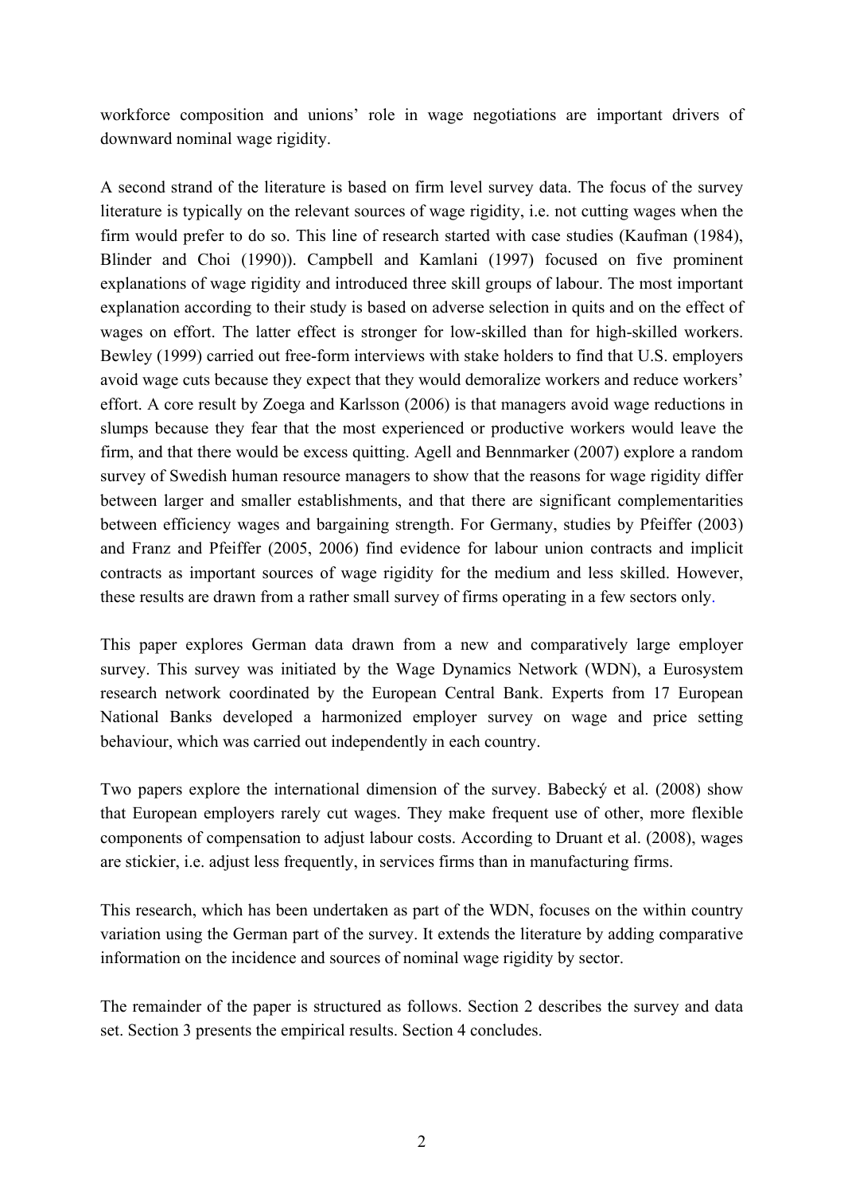workforce composition and unions' role in wage negotiations are important drivers of downward nominal wage rigidity.

A second strand of the literature is based on firm level survey data. The focus of the survey literature is typically on the relevant sources of wage rigidity, i.e. not cutting wages when the firm would prefer to do so. This line of research started with case studies (Kaufman (1984), Blinder and Choi (1990)). Campbell and Kamlani (1997) focused on five prominent explanations of wage rigidity and introduced three skill groups of labour. The most important explanation according to their study is based on adverse selection in quits and on the effect of wages on effort. The latter effect is stronger for low-skilled than for high-skilled workers. Bewley (1999) carried out free-form interviews with stake holders to find that U.S. employers avoid wage cuts because they expect that they would demoralize workers and reduce workers' effort. A core result by Zoega and Karlsson (2006) is that managers avoid wage reductions in slumps because they fear that the most experienced or productive workers would leave the firm, and that there would be excess quitting. Agell and Bennmarker (2007) explore a random survey of Swedish human resource managers to show that the reasons for wage rigidity differ between larger and smaller establishments, and that there are significant complementarities between efficiency wages and bargaining strength. For Germany, studies by Pfeiffer (2003) and Franz and Pfeiffer (2005, 2006) find evidence for labour union contracts and implicit contracts as important sources of wage rigidity for the medium and less skilled. However, these results are drawn from a rather small survey of firms operating in a few sectors only.

This paper explores German data drawn from a new and comparatively large employer survey. This survey was initiated by the Wage Dynamics Network (WDN), a Eurosystem research network coordinated by the European Central Bank. Experts from 17 European National Banks developed a harmonized employer survey on wage and price setting behaviour, which was carried out independently in each country.

Two papers explore the international dimension of the survey. Babecký et al. (2008) show that European employers rarely cut wages. They make frequent use of other, more flexible components of compensation to adjust labour costs. According to Druant et al. (2008), wages are stickier, i.e. adjust less frequently, in services firms than in manufacturing firms.

This research, which has been undertaken as part of the WDN, focuses on the within country variation using the German part of the survey. It extends the literature by adding comparative information on the incidence and sources of nominal wage rigidity by sector.

The remainder of the paper is structured as follows. Section 2 describes the survey and data set. Section 3 presents the empirical results. Section 4 concludes.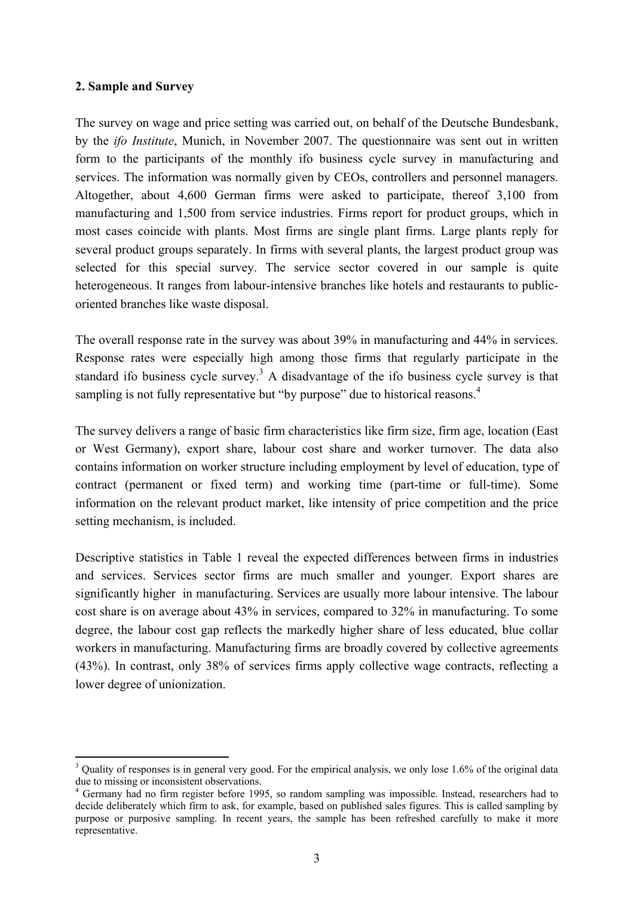## 2. Sample and Survey

The survey on wage and price setting was carried out, on behalf of the Deutsche Bundesbank, by the *ifo Institute*, Munich, in November 2007. The questionnaire was sent out in written form to the participants of the monthly ifo business cycle survey in manufacturing and services. The information was normally given by CEOs, controllers and personnel managers. Altogether, about 4,600 German firms were asked to participate, thereof 3,100 from manufacturing and 1,500 from service industries. Firms report for product groups, which in most cases coincide with plants. Most firms are single plant firms. Large plants reply for several product groups separately. In firms with several plants, the largest product group was selected for this special survey. The service sector covered in our sample is quite heterogeneous. It ranges from labour-intensive branches like hotels and restaurants to public-oriented branches like waste disposal.

The overall response rate in the survey was about 39% in manufacturing and 44% in services. Response rates were especially high among those firms that regularly participate in the standard ifo business cycle survey.[3] A disadvantage of the ifo business cycle survey is that sampling is not fully representative but "by purpose" due to historical reasons.[4]

The survey delivers a range of basic firm characteristics like firm size, firm age, location (East or West Germany), export share, labour cost share and worker turnover. The data also contains information on worker structure including employment by level of education, type of contract (permanent or fixed term) and working time (part-time or full-time). Some information on the relevant product market, like intensity of price competition and the price setting mechanism, is included.

Descriptive statistics in Table 1 reveal the expected differences between firms in industries and services. Services sector firms are much smaller and younger. Export shares are significantly higher in manufacturing. Services are usually more labour intensive. The labour cost share is on average about 43% in services, compared to 32% in manufacturing. To some degree, the labour cost gap reflects the markedly higher share of less educated, blue collar workers in manufacturing. Manufacturing firms are broadly covered by collective agreements (43%). In contrast, only 38% of services firms apply collective wage contracts, reflecting a lower degree of unionization.

[3] Quality of responses is in general very good. For the empirical analysis, we only lose 1.6% of the original data due to missing or inconsistent observations.

[4] Germany had no firm register before 1995, so random sampling was impossible. Instead, researchers had to decide deliberately which firm to ask, for example, based on published sales figures. This is called sampling by purpose or purposive sampling. In recent years, the sample has been refreshed carefully to make it more representative.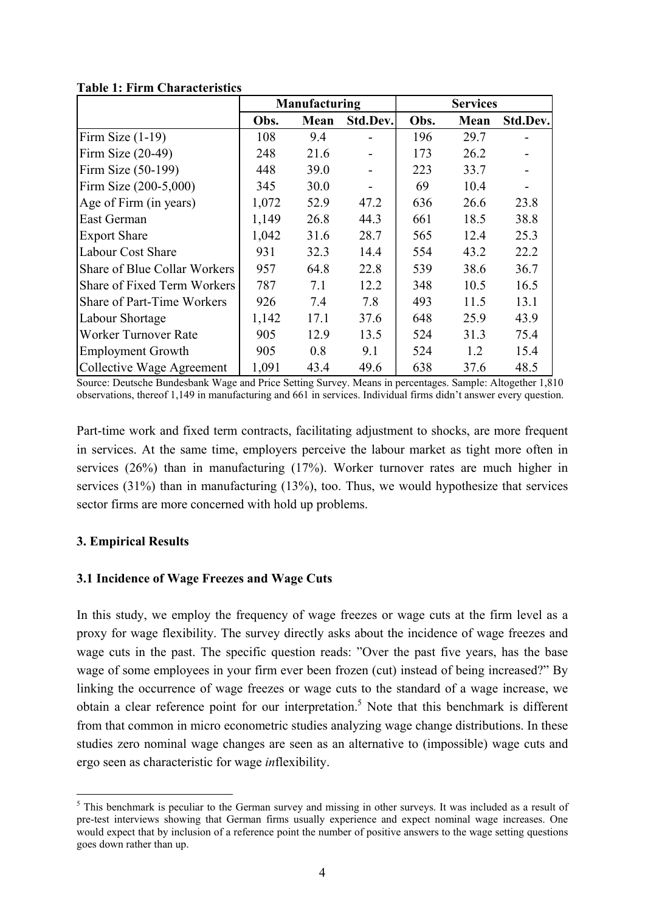**Table 1: Firm Characteristics**

| | Manufacturing | | | Services | | |
|---|---|---|---|---|---|---|
| | Obs. | Mean | Std.Dev. | Obs. | Mean | Std.Dev. |
| Firm Size (1-19) | 108 | 9.4 | - | 196 | 29.7 | - |
| Firm Size (20-49) | 248 | 21.6 | - | 173 | 26.2 | - |
| Firm Size (50-199) | 448 | 39.0 | - | 223 | 33.7 | - |
| Firm Size (200-5,000) | 345 | 30.0 | - | 69 | 10.4 | - |
| Age of Firm (in years) | 1,072 | 52.9 | 47.2 | 636 | 26.6 | 23.8 |
| East German | 1,149 | 26.8 | 44.3 | 661 | 18.5 | 38.8 |
| Export Share | 1,042 | 31.6 | 28.7 | 565 | 12.4 | 25.3 |
| Labour Cost Share | 931 | 32.3 | 14.4 | 554 | 43.2 | 22.2 |
| Share of Blue Collar Workers | 957 | 64.8 | 22.8 | 539 | 38.6 | 36.7 |
| Share of Fixed Term Workers | 787 | 7.1 | 12.2 | 348 | 10.5 | 16.5 |
| Share of Part-Time Workers | 926 | 7.4 | 7.8 | 493 | 11.5 | 13.1 |
| Labour Shortage | 1,142 | 17.1 | 37.6 | 648 | 25.9 | 43.9 |
| Worker Turnover Rate | 905 | 12.9 | 13.5 | 524 | 31.3 | 75.4 |
| Employment Growth | 905 | 0.8 | 9.1 | 524 | 1.2 | 15.4 |
| Collective Wage Agreement | 1,091 | 43.4 | 49.6 | 638 | 37.6 | 48.5 |

Source: Deutsche Bundesbank Wage and Price Setting Survey. Means in percentages. Sample: Altogether 1,810 observations, thereof 1,149 in manufacturing and 661 in services. Individual firms didn't answer every question.

Part-time work and fixed term contracts, facilitating adjustment to shocks, are more frequent in services. At the same time, employers perceive the labour market as tight more often in services (26%) than in manufacturing (17%). Worker turnover rates are much higher in services (31%) than in manufacturing (13%), too. Thus, we would hypothesize that services sector firms are more concerned with hold up problems.

## 3. Empirical Results

### 3.1 Incidence of Wage Freezes and Wage Cuts

In this study, we employ the frequency of wage freezes or wage cuts at the firm level as a proxy for wage flexibility. The survey directly asks about the incidence of wage freezes and wage cuts in the past. The specific question reads: "Over the past five years, has the base wage of some employees in your firm ever been frozen (cut) instead of being increased?" By linking the occurrence of wage freezes or wage cuts to the standard of a wage increase, we obtain a clear reference point for our interpretation.[5] Note that this benchmark is different from that common in micro econometric studies analyzing wage change distributions. In these studies zero nominal wage changes are seen as an alternative to (impossible) wage cuts and ergo seen as characteristic for wage *in*flexibility.

[5] This benchmark is peculiar to the German survey and missing in other surveys. It was included as a result of pre-test interviews showing that German firms usually experience and expect nominal wage increases. One would expect that by inclusion of a reference point the number of positive answers to the wage setting questions goes down rather than up.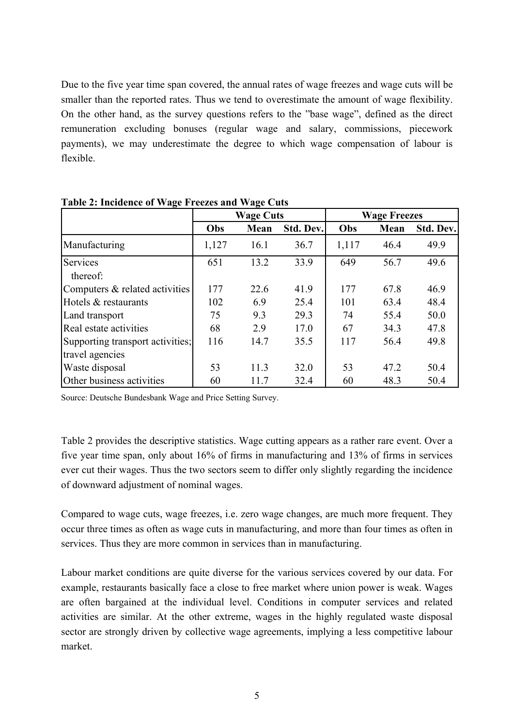Due to the five year time span covered, the annual rates of wage freezes and wage cuts will be smaller than the reported rates. Thus we tend to overestimate the amount of wage flexibility. On the other hand, as the survey questions refers to the "base wage", defined as the direct remuneration excluding bonuses (regular wage and salary, commissions, piecework payments), we may underestimate the degree to which wage compensation of labour is flexible.

**Table 2: Incidence of Wage Freezes and Wage Cuts**

| | Wage Cuts | | | Wage Freezes | | |
|---|---|---|---|---|---|---|
| | **Obs** | **Mean** | **Std. Dev.** | **Obs** | **Mean** | **Std. Dev.** |
| Manufacturing | 1,127 | 16.1 | 36.7 | 1,117 | 46.4 | 49.9 |
| Services | 651 | 13.2 | 33.9 | 649 | 56.7 | 49.6 |
| thereof: | | | | | | |
| Computers & related activities | 177 | 22.6 | 41.9 | 177 | 67.8 | 46.9 |
| Hotels & restaurants | 102 | 6.9 | 25.4 | 101 | 63.4 | 48.4 |
| Land transport | 75 | 9.3 | 29.3 | 74 | 55.4 | 50.0 |
| Real estate activities | 68 | 2.9 | 17.0 | 67 | 34.3 | 47.8 |
| Supporting transport activities; travel agencies | 116 | 14.7 | 35.5 | 117 | 56.4 | 49.8 |
| Waste disposal | 53 | 11.3 | 32.0 | 53 | 47.2 | 50.4 |
| Other business activities | 60 | 11.7 | 32.4 | 60 | 48.3 | 50.4 |

Source: Deutsche Bundesbank Wage and Price Setting Survey.

Table 2 provides the descriptive statistics. Wage cutting appears as a rather rare event. Over a five year time span, only about 16% of firms in manufacturing and 13% of firms in services ever cut their wages. Thus the two sectors seem to differ only slightly regarding the incidence of downward adjustment of nominal wages.

Compared to wage cuts, wage freezes, i.e. zero wage changes, are much more frequent. They occur three times as often as wage cuts in manufacturing, and more than four times as often in services. Thus they are more common in services than in manufacturing.

Labour market conditions are quite diverse for the various services covered by our data. For example, restaurants basically face a close to free market where union power is weak. Wages are often bargained at the individual level. Conditions in computer services and related activities are similar. At the other extreme, wages in the highly regulated waste disposal sector are strongly driven by collective wage agreements, implying a less competitive labour market.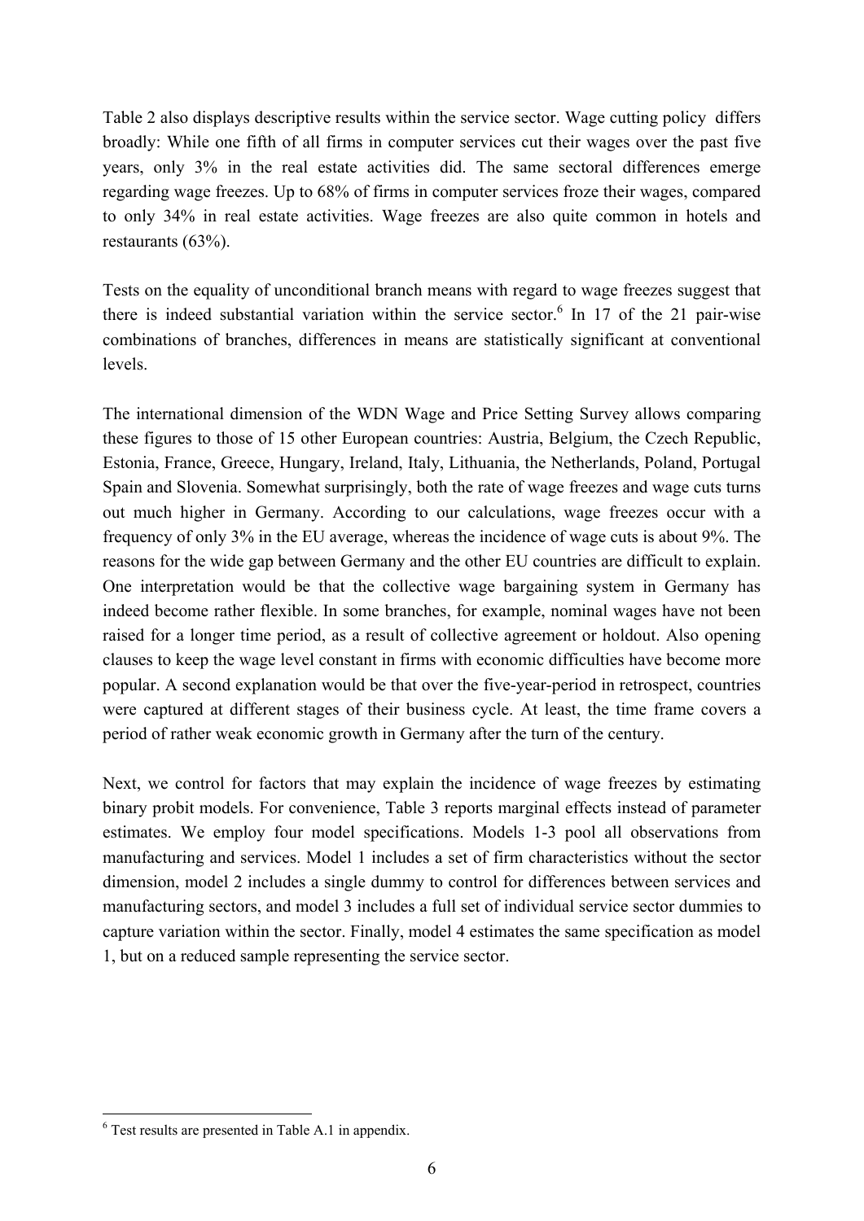Table 2 also displays descriptive results within the service sector. Wage cutting policy differs broadly: While one fifth of all firms in computer services cut their wages over the past five years, only 3% in the real estate activities did. The same sectoral differences emerge regarding wage freezes. Up to 68% of firms in computer services froze their wages, compared to only 34% in real estate activities. Wage freezes are also quite common in hotels and restaurants (63%).

Tests on the equality of unconditional branch means with regard to wage freezes suggest that there is indeed substantial variation within the service sector.[6] In 17 of the 21 pair-wise combinations of branches, differences in means are statistically significant at conventional levels.

The international dimension of the WDN Wage and Price Setting Survey allows comparing these figures to those of 15 other European countries: Austria, Belgium, the Czech Republic, Estonia, France, Greece, Hungary, Ireland, Italy, Lithuania, the Netherlands, Poland, Portugal Spain and Slovenia. Somewhat surprisingly, both the rate of wage freezes and wage cuts turns out much higher in Germany. According to our calculations, wage freezes occur with a frequency of only 3% in the EU average, whereas the incidence of wage cuts is about 9%. The reasons for the wide gap between Germany and the other EU countries are difficult to explain. One interpretation would be that the collective wage bargaining system in Germany has indeed become rather flexible. In some branches, for example, nominal wages have not been raised for a longer time period, as a result of collective agreement or holdout. Also opening clauses to keep the wage level constant in firms with economic difficulties have become more popular. A second explanation would be that over the five-year-period in retrospect, countries were captured at different stages of their business cycle. At least, the time frame covers a period of rather weak economic growth in Germany after the turn of the century.

Next, we control for factors that may explain the incidence of wage freezes by estimating binary probit models. For convenience, Table 3 reports marginal effects instead of parameter estimates. We employ four model specifications. Models 1-3 pool all observations from manufacturing and services. Model 1 includes a set of firm characteristics without the sector dimension, model 2 includes a single dummy to control for differences between services and manufacturing sectors, and model 3 includes a full set of individual service sector dummies to capture variation within the sector. Finally, model 4 estimates the same specification as model 1, but on a reduced sample representing the service sector.

[6] Test results are presented in Table A.1 in appendix.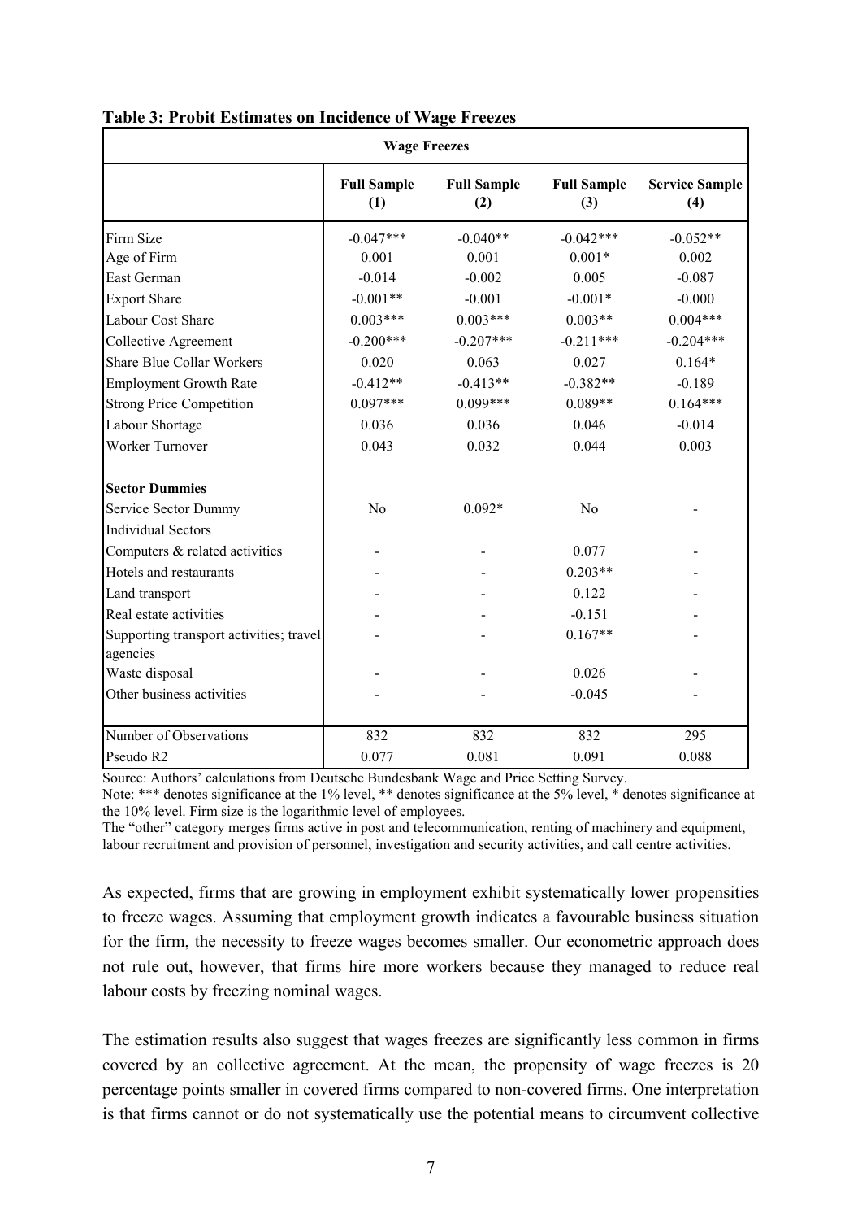**Table 3: Probit Estimates on Incidence of Wage Freezes**

| Wage Freezes | | | | |
|---|---|---|---|---|
| | **Full Sample (1)** | **Full Sample (2)** | **Full Sample (3)** | **Service Sample (4)** |
| Firm Size | -0.047*** | -0.040** | -0.042*** | -0.052** |
| Age of Firm | 0.001 | 0.001 | 0.001* | 0.002 |
| East German | -0.014 | -0.002 | 0.005 | -0.087 |
| Export Share | -0.001** | -0.001 | -0.001* | -0.000 |
| Labour Cost Share | 0.003*** | 0.003*** | 0.003** | 0.004*** |
| Collective Agreement | -0.200*** | -0.207*** | -0.211*** | -0.204*** |
| Share Blue Collar Workers | 0.020 | 0.063 | 0.027 | 0.164* |
| Employment Growth Rate | -0.412** | -0.413** | -0.382** | -0.189 |
| Strong Price Competition | 0.097*** | 0.099*** | 0.089** | 0.164*** |
| Labour Shortage | 0.036 | 0.036 | 0.046 | -0.014 |
| Worker Turnover | 0.043 | 0.032 | 0.044 | 0.003 |
| **Sector Dummies** | | | | |
| Service Sector Dummy | No | 0.092* | No | - |
| Individual Sectors | | | | |
| Computers & related activities | - | - | 0.077 | - |
| Hotels and restaurants | - | - | 0.203** | - |
| Land transport | - | - | 0.122 | - |
| Real estate activities | - | - | -0.151 | - |
| Supporting transport activities; travel agencies | - | - | 0.167** | - |
| Waste disposal | - | - | 0.026 | - |
| Other business activities | - | - | -0.045 | - |
| Number of Observations | 832 | 832 | 832 | 295 |
| Pseudo R2 | 0.077 | 0.081 | 0.091 | 0.088 |

Source: Authors' calculations from Deutsche Bundesbank Wage and Price Setting Survey.
Note: *** denotes significance at the 1% level, ** denotes significance at the 5% level, * denotes significance at the 10% level. Firm size is the logarithmic level of employees.
The "other" category merges firms active in post and telecommunication, renting of machinery and equipment, labour recruitment and provision of personnel, investigation and security activities, and call centre activities.

As expected, firms that are growing in employment exhibit systematically lower propensities to freeze wages. Assuming that employment growth indicates a favourable business situation for the firm, the necessity to freeze wages becomes smaller. Our econometric approach does not rule out, however, that firms hire more workers because they managed to reduce real labour costs by freezing nominal wages.

The estimation results also suggest that wages freezes are significantly less common in firms covered by an collective agreement. At the mean, the propensity of wage freezes is 20 percentage points smaller in covered firms compared to non-covered firms. One interpretation is that firms cannot or do not systematically use the potential means to circumvent collective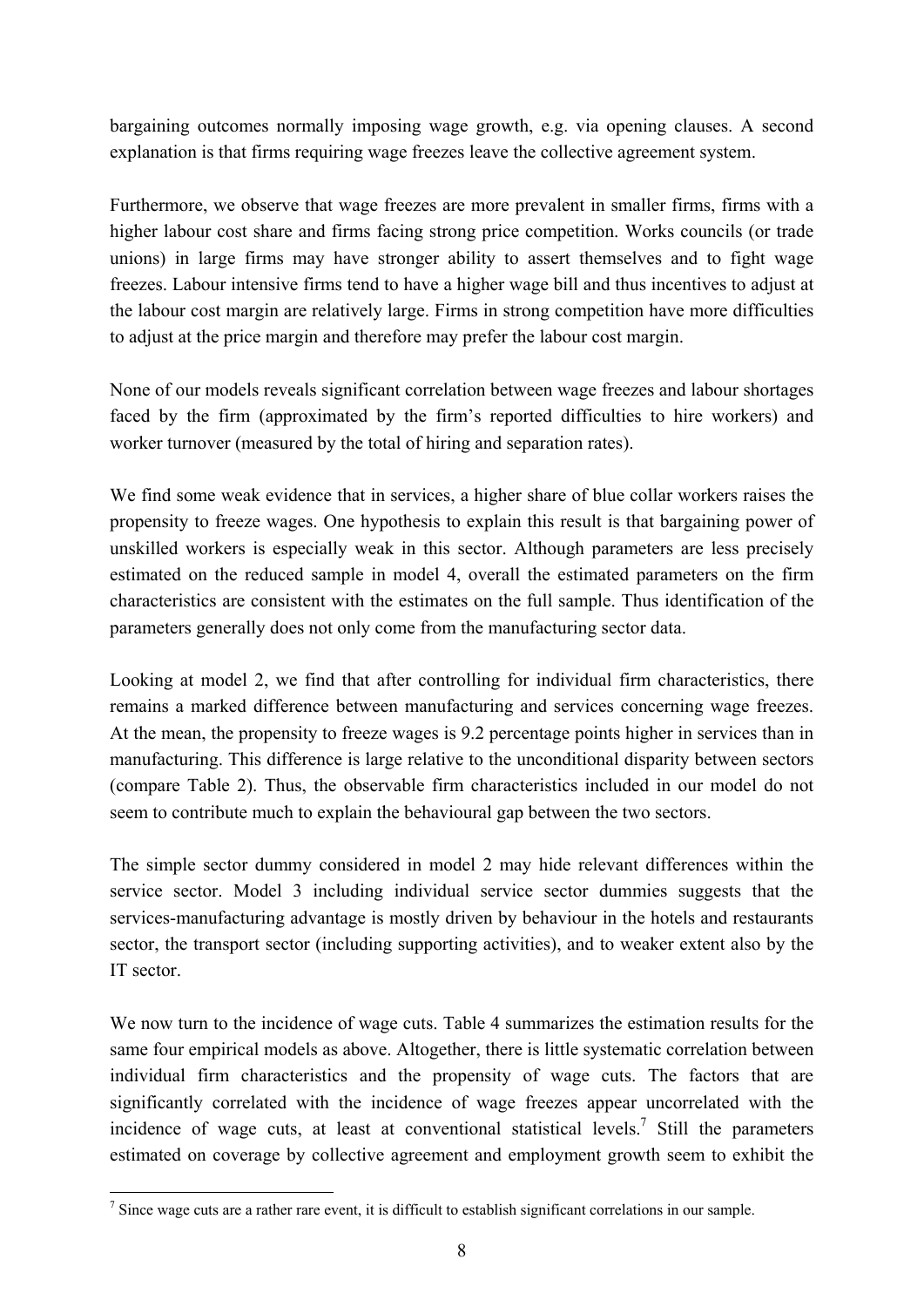bargaining outcomes normally imposing wage growth, e.g. via opening clauses. A second explanation is that firms requiring wage freezes leave the collective agreement system.

Furthermore, we observe that wage freezes are more prevalent in smaller firms, firms with a higher labour cost share and firms facing strong price competition. Works councils (or trade unions) in large firms may have stronger ability to assert themselves and to fight wage freezes. Labour intensive firms tend to have a higher wage bill and thus incentives to adjust at the labour cost margin are relatively large. Firms in strong competition have more difficulties to adjust at the price margin and therefore may prefer the labour cost margin.

None of our models reveals significant correlation between wage freezes and labour shortages faced by the firm (approximated by the firm's reported difficulties to hire workers) and worker turnover (measured by the total of hiring and separation rates).

We find some weak evidence that in services, a higher share of blue collar workers raises the propensity to freeze wages. One hypothesis to explain this result is that bargaining power of unskilled workers is especially weak in this sector. Although parameters are less precisely estimated on the reduced sample in model 4, overall the estimated parameters on the firm characteristics are consistent with the estimates on the full sample. Thus identification of the parameters generally does not only come from the manufacturing sector data.

Looking at model 2, we find that after controlling for individual firm characteristics, there remains a marked difference between manufacturing and services concerning wage freezes. At the mean, the propensity to freeze wages is 9.2 percentage points higher in services than in manufacturing. This difference is large relative to the unconditional disparity between sectors (compare Table 2). Thus, the observable firm characteristics included in our model do not seem to contribute much to explain the behavioural gap between the two sectors.

The simple sector dummy considered in model 2 may hide relevant differences within the service sector. Model 3 including individual service sector dummies suggests that the services-manufacturing advantage is mostly driven by behaviour in the hotels and restaurants sector, the transport sector (including supporting activities), and to weaker extent also by the IT sector.

We now turn to the incidence of wage cuts. Table 4 summarizes the estimation results for the same four empirical models as above. Altogether, there is little systematic correlation between individual firm characteristics and the propensity of wage cuts. The factors that are significantly correlated with the incidence of wage freezes appear uncorrelated with the incidence of wage cuts, at least at conventional statistical levels.[7] Still the parameters estimated on coverage by collective agreement and employment growth seem to exhibit the

[7] Since wage cuts are a rather rare event, it is difficult to establish significant correlations in our sample.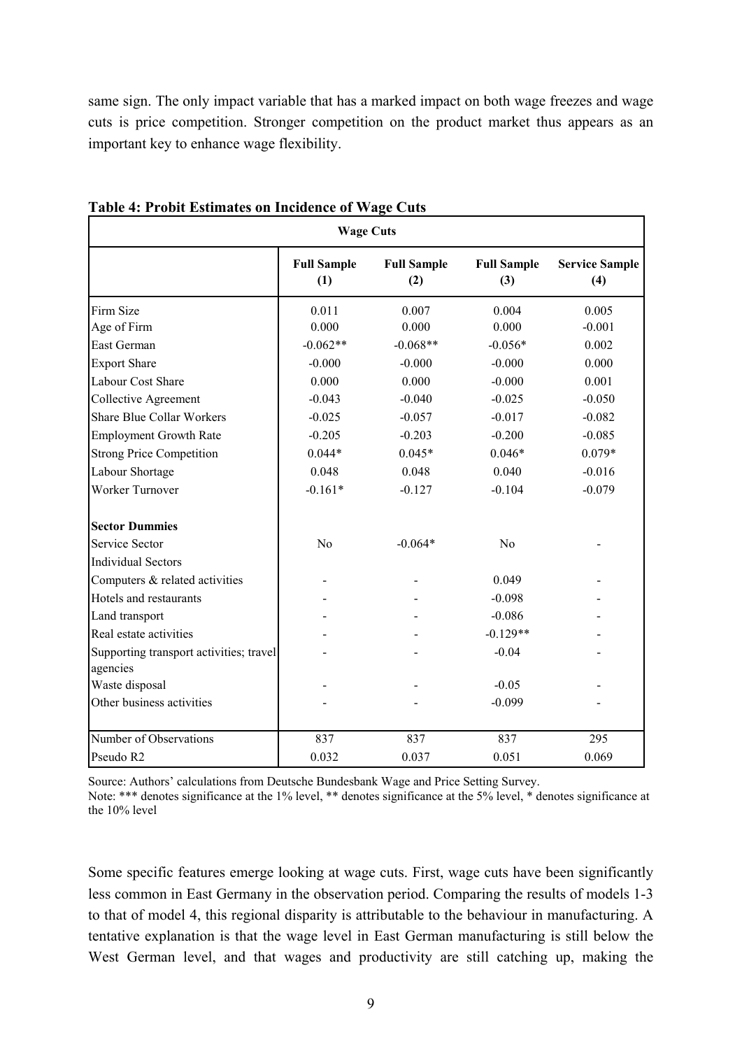same sign. The only impact variable that has a marked impact on both wage freezes and wage cuts is price competition. Stronger competition on the product market thus appears as an important key to enhance wage flexibility.

**Table 4: Probit Estimates on Incidence of Wage Cuts**

| Wage Cuts | | | | |
|---|---|---|---|---|
| | **Full Sample (1)** | **Full Sample (2)** | **Full Sample (3)** | **Service Sample (4)** |
| Firm Size | 0.011 | 0.007 | 0.004 | 0.005 |
| Age of Firm | 0.000 | 0.000 | 0.000 | -0.001 |
| East German | -0.062** | -0.068** | -0.056* | 0.002 |
| Export Share | -0.000 | -0.000 | -0.000 | 0.000 |
| Labour Cost Share | 0.000 | 0.000 | -0.000 | 0.001 |
| Collective Agreement | -0.043 | -0.040 | -0.025 | -0.050 |
| Share Blue Collar Workers | -0.025 | -0.057 | -0.017 | -0.082 |
| Employment Growth Rate | -0.205 | -0.203 | -0.200 | -0.085 |
| Strong Price Competition | 0.044* | 0.045* | 0.046* | 0.079* |
| Labour Shortage | 0.048 | 0.048 | 0.040 | -0.016 |
| Worker Turnover | -0.161* | -0.127 | -0.104 | -0.079 |
| **Sector Dummies** | | | | |
| Service Sector | No | -0.064* | No | - |
| Individual Sectors | | | | |
| Computers & related activities | - | - | 0.049 | - |
| Hotels and restaurants | - | - | -0.098 | - |
| Land transport | - | - | -0.086 | - |
| Real estate activities | - | - | -0.129** | - |
| Supporting transport activities; travel agencies | - | - | -0.04 | - |
| Waste disposal | - | - | -0.05 | - |
| Other business activities | - | - | -0.099 | - |
| Number of Observations | 837 | 837 | 837 | 295 |
| Pseudo R2 | 0.032 | 0.037 | 0.051 | 0.069 |

Source: Authors' calculations from Deutsche Bundesbank Wage and Price Setting Survey.
Note: *** denotes significance at the 1% level, ** denotes significance at the 5% level, * denotes significance at the 10% level

Some specific features emerge looking at wage cuts. First, wage cuts have been significantly less common in East Germany in the observation period. Comparing the results of models 1-3 to that of model 4, this regional disparity is attributable to the behaviour in manufacturing. A tentative explanation is that the wage level in East German manufacturing is still below the West German level, and that wages and productivity are still catching up, making the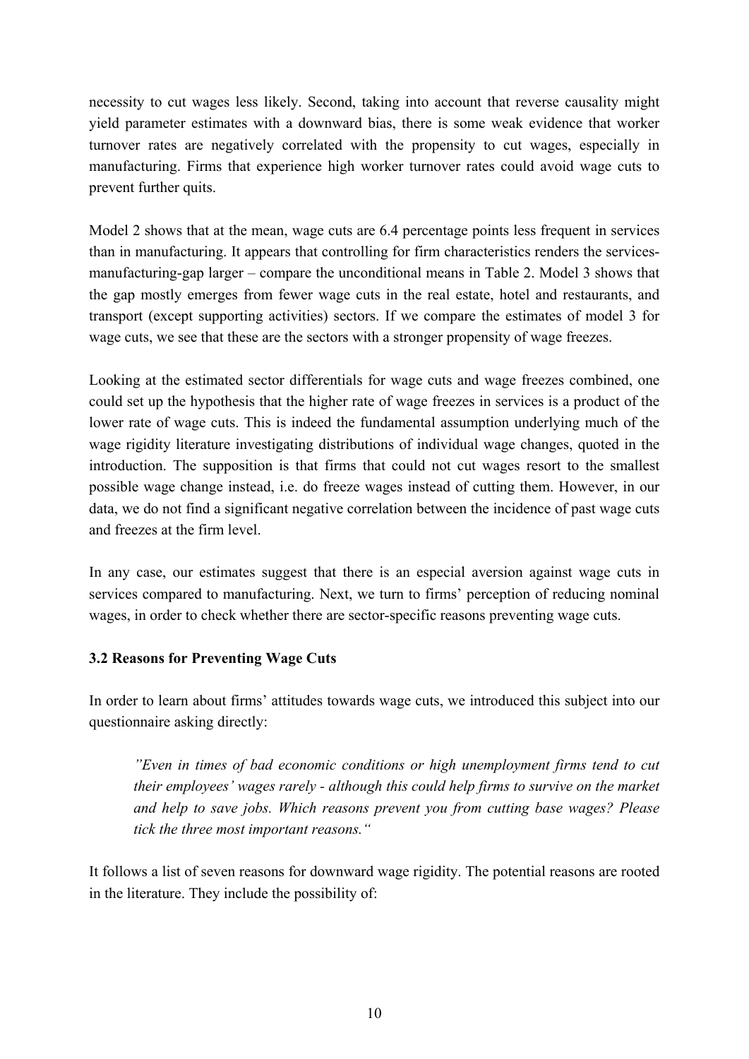necessity to cut wages less likely. Second, taking into account that reverse causality might yield parameter estimates with a downward bias, there is some weak evidence that worker turnover rates are negatively correlated with the propensity to cut wages, especially in manufacturing. Firms that experience high worker turnover rates could avoid wage cuts to prevent further quits.

Model 2 shows that at the mean, wage cuts are 6.4 percentage points less frequent in services than in manufacturing. It appears that controlling for firm characteristics renders the services-manufacturing-gap larger – compare the unconditional means in Table 2. Model 3 shows that the gap mostly emerges from fewer wage cuts in the real estate, hotel and restaurants, and transport (except supporting activities) sectors. If we compare the estimates of model 3 for wage cuts, we see that these are the sectors with a stronger propensity of wage freezes.

Looking at the estimated sector differentials for wage cuts and wage freezes combined, one could set up the hypothesis that the higher rate of wage freezes in services is a product of the lower rate of wage cuts. This is indeed the fundamental assumption underlying much of the wage rigidity literature investigating distributions of individual wage changes, quoted in the introduction. The supposition is that firms that could not cut wages resort to the smallest possible wage change instead, i.e. do freeze wages instead of cutting them. However, in our data, we do not find a significant negative correlation between the incidence of past wage cuts and freezes at the firm level.

In any case, our estimates suggest that there is an especial aversion against wage cuts in services compared to manufacturing. Next, we turn to firms' perception of reducing nominal wages, in order to check whether there are sector-specific reasons preventing wage cuts.

### 3.2 Reasons for Preventing Wage Cuts

In order to learn about firms' attitudes towards wage cuts, we introduced this subject into our questionnaire asking directly:

> *"Even in times of bad economic conditions or high unemployment firms tend to cut their employees' wages rarely - although this could help firms to survive on the market and help to save jobs. Which reasons prevent you from cutting base wages? Please tick the three most important reasons."*

It follows a list of seven reasons for downward wage rigidity. The potential reasons are rooted in the literature. They include the possibility of: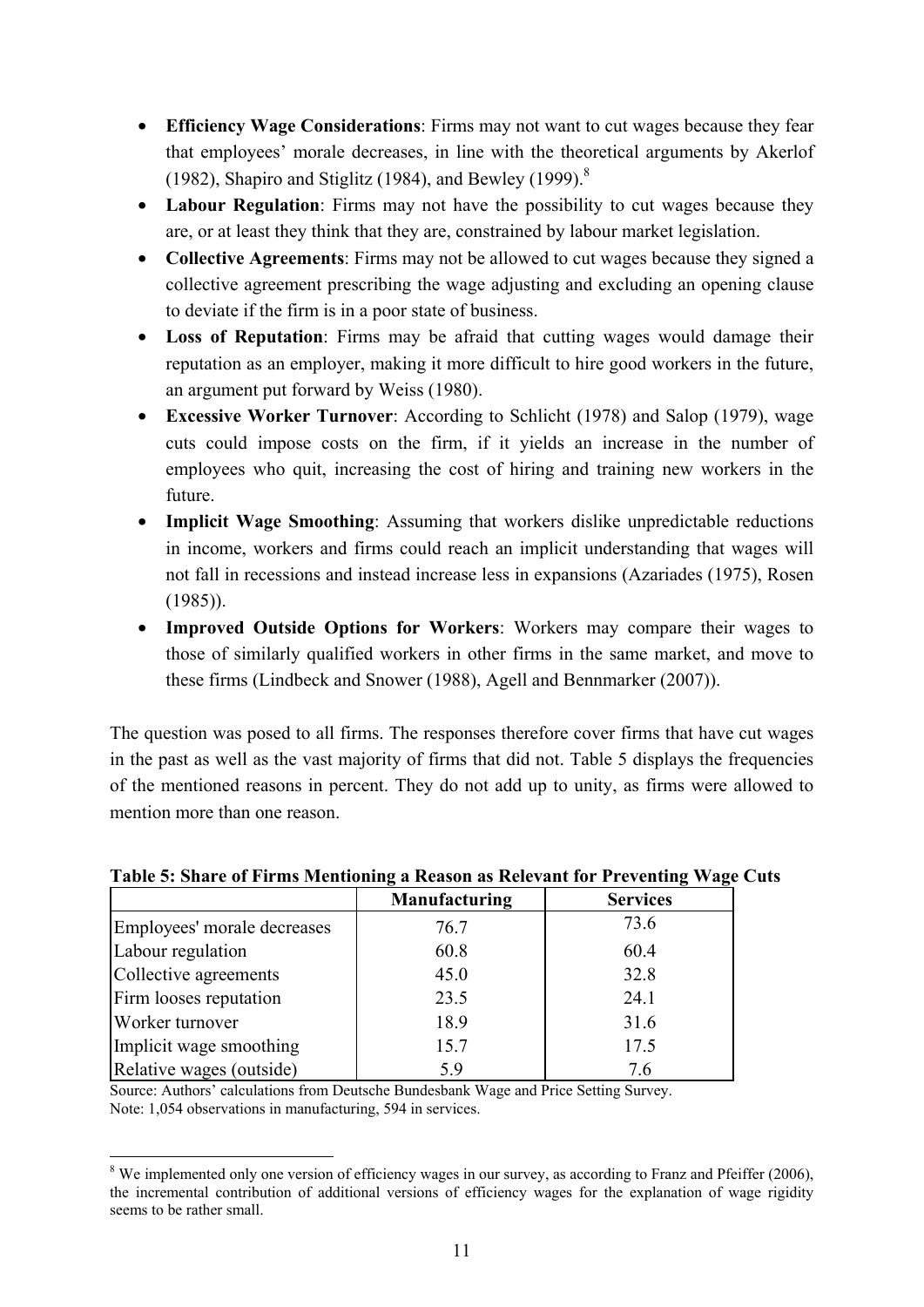- **Efficiency Wage Considerations**: Firms may not want to cut wages because they fear that employees' morale decreases, in line with the theoretical arguments by Akerlof (1982), Shapiro and Stiglitz (1984), and Bewley (1999).[8]
- **Labour Regulation**: Firms may not have the possibility to cut wages because they are, or at least they think that they are, constrained by labour market legislation.
- **Collective Agreements**: Firms may not be allowed to cut wages because they signed a collective agreement prescribing the wage adjusting and excluding an opening clause to deviate if the firm is in a poor state of business.
- **Loss of Reputation**: Firms may be afraid that cutting wages would damage their reputation as an employer, making it more difficult to hire good workers in the future, an argument put forward by Weiss (1980).
- **Excessive Worker Turnover**: According to Schlicht (1978) and Salop (1979), wage cuts could impose costs on the firm, if it yields an increase in the number of employees who quit, increasing the cost of hiring and training new workers in the future.
- **Implicit Wage Smoothing**: Assuming that workers dislike unpredictable reductions in income, workers and firms could reach an implicit understanding that wages will not fall in recessions and instead increase less in expansions (Azariades (1975), Rosen (1985)).
- **Improved Outside Options for Workers**: Workers may compare their wages to those of similarly qualified workers in other firms in the same market, and move to these firms (Lindbeck and Snower (1988), Agell and Bennmarker (2007)).

The question was posed to all firms. The responses therefore cover firms that have cut wages in the past as well as the vast majority of firms that did not. Table 5 displays the frequencies of the mentioned reasons in percent. They do not add up to unity, as firms were allowed to mention more than one reason.

**Table 5: Share of Firms Mentioning a Reason as Relevant for Preventing Wage Cuts**

| | Manufacturing | Services |
|---|---|---|
| Employees' morale decreases | 76.7 | 73.6 |
| Labour regulation | 60.8 | 60.4 |
| Collective agreements | 45.0 | 32.8 |
| Firm looses reputation | 23.5 | 24.1 |
| Worker turnover | 18.9 | 31.6 |
| Implicit wage smoothing | 15.7 | 17.5 |
| Relative wages (outside) | 5.9 | 7.6 |

Source: Authors' calculations from Deutsche Bundesbank Wage and Price Setting Survey.
Note: 1,054 observations in manufacturing, 594 in services.

[8] We implemented only one version of efficiency wages in our survey, as according to Franz and Pfeiffer (2006), the incremental contribution of additional versions of efficiency wages for the explanation of wage rigidity seems to be rather small.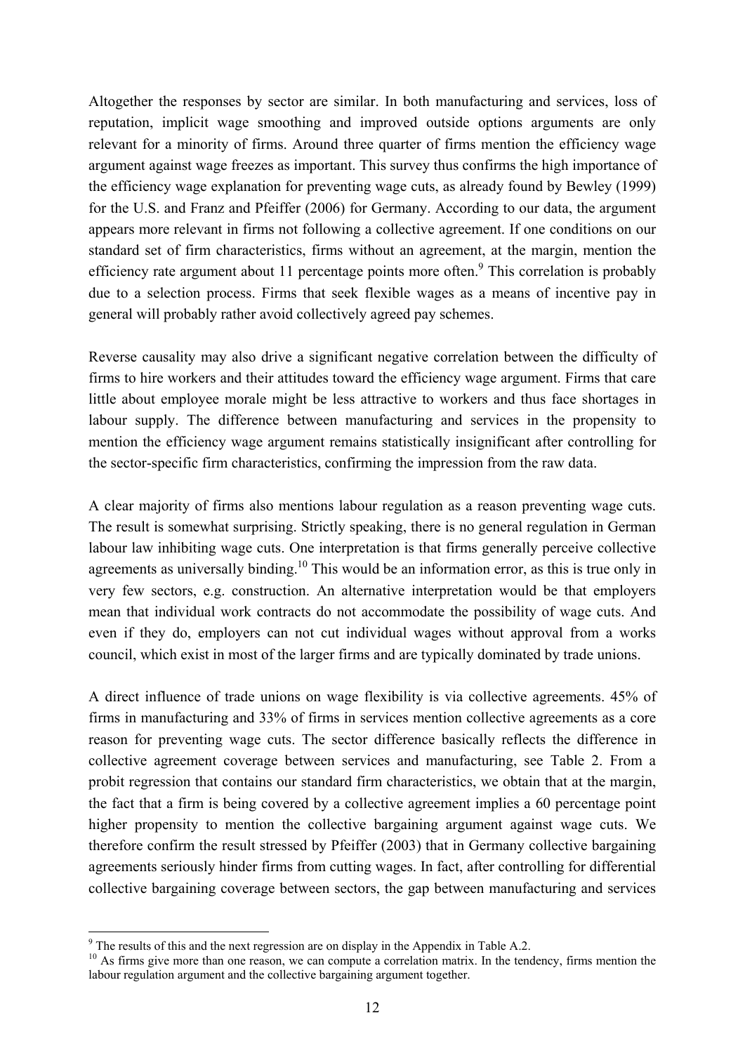Altogether the responses by sector are similar. In both manufacturing and services, loss of reputation, implicit wage smoothing and improved outside options arguments are only relevant for a minority of firms. Around three quarter of firms mention the efficiency wage argument against wage freezes as important. This survey thus confirms the high importance of the efficiency wage explanation for preventing wage cuts, as already found by Bewley (1999) for the U.S. and Franz and Pfeiffer (2006) for Germany. According to our data, the argument appears more relevant in firms not following a collective agreement. If one conditions on our standard set of firm characteristics, firms without an agreement, at the margin, mention the efficiency rate argument about 11 percentage points more often.[9] This correlation is probably due to a selection process. Firms that seek flexible wages as a means of incentive pay in general will probably rather avoid collectively agreed pay schemes.

Reverse causality may also drive a significant negative correlation between the difficulty of firms to hire workers and their attitudes toward the efficiency wage argument. Firms that care little about employee morale might be less attractive to workers and thus face shortages in labour supply. The difference between manufacturing and services in the propensity to mention the efficiency wage argument remains statistically insignificant after controlling for the sector-specific firm characteristics, confirming the impression from the raw data.

A clear majority of firms also mentions labour regulation as a reason preventing wage cuts. The result is somewhat surprising. Strictly speaking, there is no general regulation in German labour law inhibiting wage cuts. One interpretation is that firms generally perceive collective agreements as universally binding.[10] This would be an information error, as this is true only in very few sectors, e.g. construction. An alternative interpretation would be that employers mean that individual work contracts do not accommodate the possibility of wage cuts. And even if they do, employers can not cut individual wages without approval from a works council, which exist in most of the larger firms and are typically dominated by trade unions.

A direct influence of trade unions on wage flexibility is via collective agreements. 45% of firms in manufacturing and 33% of firms in services mention collective agreements as a core reason for preventing wage cuts. The sector difference basically reflects the difference in collective agreement coverage between services and manufacturing, see Table 2. From a probit regression that contains our standard firm characteristics, we obtain that at the margin, the fact that a firm is being covered by a collective agreement implies a 60 percentage point higher propensity to mention the collective bargaining argument against wage cuts. We therefore confirm the result stressed by Pfeiffer (2003) that in Germany collective bargaining agreements seriously hinder firms from cutting wages. In fact, after controlling for differential collective bargaining coverage between sectors, the gap between manufacturing and services

[9] The results of this and the next regression are on display in the Appendix in Table A.2.

[10] As firms give more than one reason, we can compute a correlation matrix. In the tendency, firms mention the labour regulation argument and the collective bargaining argument together.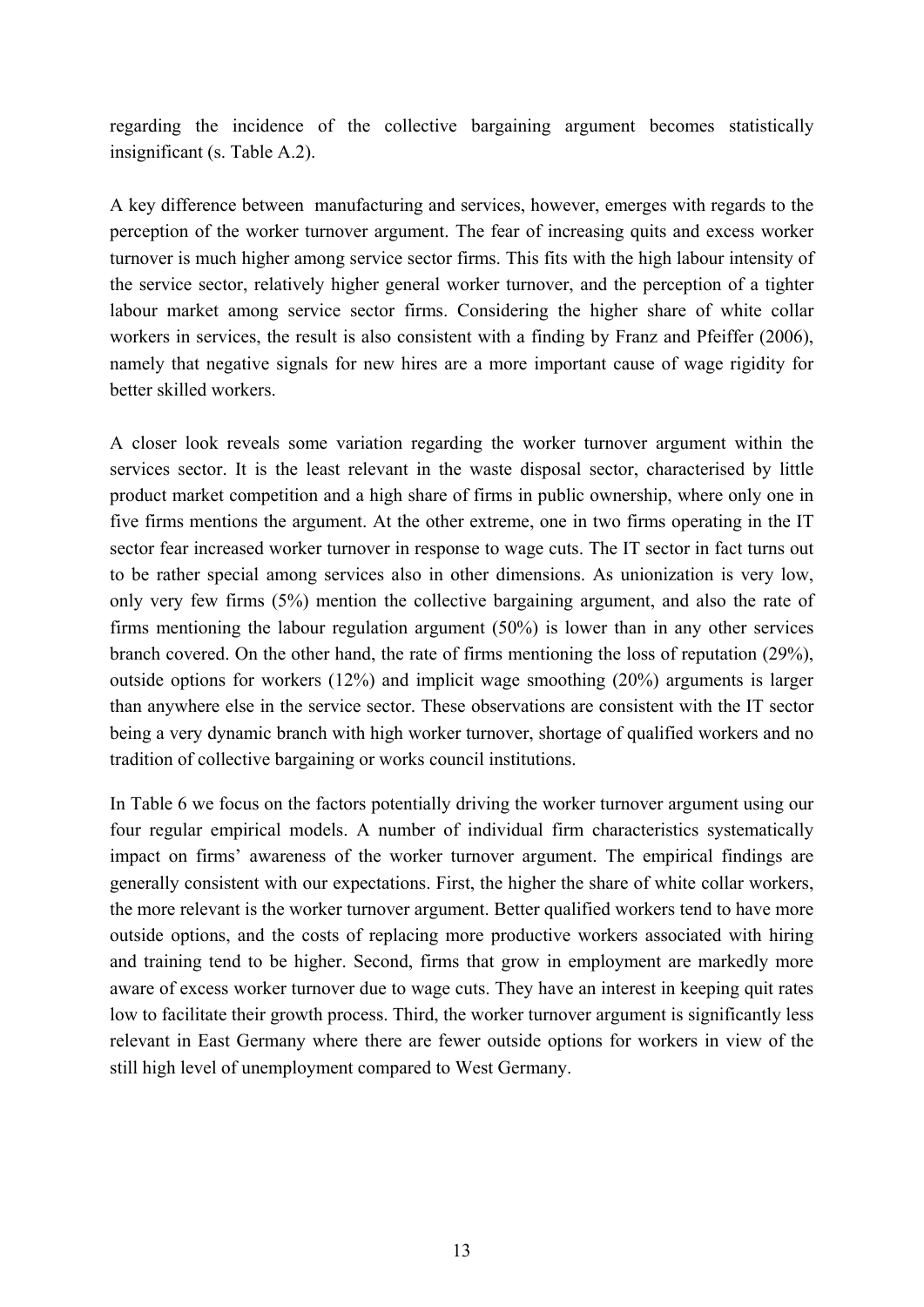regarding the incidence of the collective bargaining argument becomes statistically insignificant (s. Table A.2).

A key difference between manufacturing and services, however, emerges with regards to the perception of the worker turnover argument. The fear of increasing quits and excess worker turnover is much higher among service sector firms. This fits with the high labour intensity of the service sector, relatively higher general worker turnover, and the perception of a tighter labour market among service sector firms. Considering the higher share of white collar workers in services, the result is also consistent with a finding by Franz and Pfeiffer (2006), namely that negative signals for new hires are a more important cause of wage rigidity for better skilled workers.

A closer look reveals some variation regarding the worker turnover argument within the services sector. It is the least relevant in the waste disposal sector, characterised by little product market competition and a high share of firms in public ownership, where only one in five firms mentions the argument. At the other extreme, one in two firms operating in the IT sector fear increased worker turnover in response to wage cuts. The IT sector in fact turns out to be rather special among services also in other dimensions. As unionization is very low, only very few firms (5%) mention the collective bargaining argument, and also the rate of firms mentioning the labour regulation argument (50%) is lower than in any other services branch covered. On the other hand, the rate of firms mentioning the loss of reputation (29%), outside options for workers (12%) and implicit wage smoothing (20%) arguments is larger than anywhere else in the service sector. These observations are consistent with the IT sector being a very dynamic branch with high worker turnover, shortage of qualified workers and no tradition of collective bargaining or works council institutions.

In Table 6 we focus on the factors potentially driving the worker turnover argument using our four regular empirical models. A number of individual firm characteristics systematically impact on firms' awareness of the worker turnover argument. The empirical findings are generally consistent with our expectations. First, the higher the share of white collar workers, the more relevant is the worker turnover argument. Better qualified workers tend to have more outside options, and the costs of replacing more productive workers associated with hiring and training tend to be higher. Second, firms that grow in employment are markedly more aware of excess worker turnover due to wage cuts. They have an interest in keeping quit rates low to facilitate their growth process. Third, the worker turnover argument is significantly less relevant in East Germany where there are fewer outside options for workers in view of the still high level of unemployment compared to West Germany.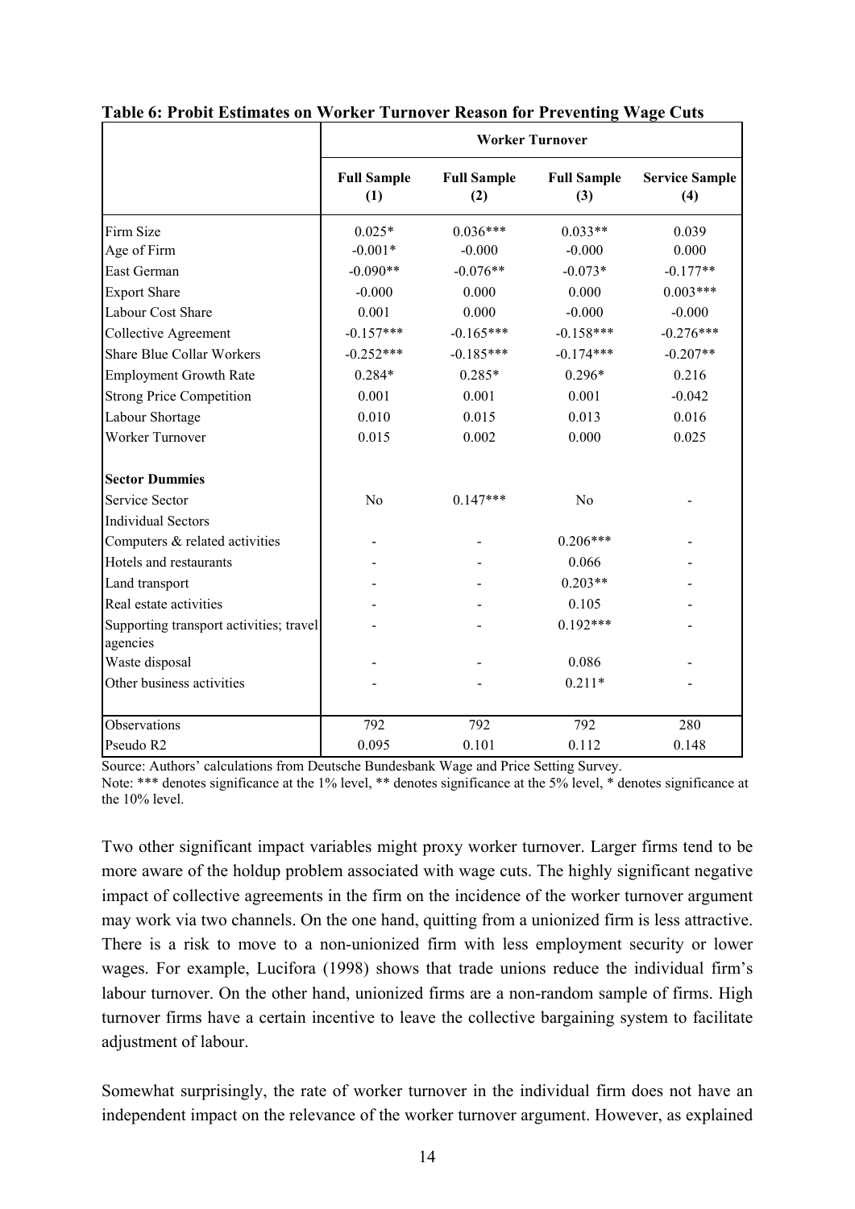**Table 6: Probit Estimates on Worker Turnover Reason for Preventing Wage Cuts**

| | Worker Turnover | | | |
|---|---|---|---|---|
| | Full Sample (1) | Full Sample (2) | Full Sample (3) | Service Sample (4) |
| Firm Size | 0.025* | 0.036*** | 0.033** | 0.039 |
| Age of Firm | -0.001* | -0.000 | -0.000 | 0.000 |
| East German | -0.090** | -0.076** | -0.073* | -0.177** |
| Export Share | -0.000 | 0.000 | 0.000 | 0.003*** |
| Labour Cost Share | 0.001 | 0.000 | -0.000 | -0.000 |
| Collective Agreement | -0.157*** | -0.165*** | -0.158*** | -0.276*** |
| Share Blue Collar Workers | -0.252*** | -0.185*** | -0.174*** | -0.207** |
| Employment Growth Rate | 0.284* | 0.285* | 0.296* | 0.216 |
| Strong Price Competition | 0.001 | 0.001 | 0.001 | -0.042 |
| Labour Shortage | 0.010 | 0.015 | 0.013 | 0.016 |
| Worker Turnover | 0.015 | 0.002 | 0.000 | 0.025 |
| **Sector Dummies** | | | | |
| Service Sector | No | 0.147*** | No | - |
| Individual Sectors | | | | |
| Computers & related activities | - | - | 0.206*** | - |
| Hotels and restaurants | - | - | 0.066 | - |
| Land transport | - | - | 0.203** | - |
| Real estate activities | - | - | 0.105 | - |
| Supporting transport activities; travel agencies | - | - | 0.192*** | - |
| Waste disposal | - | - | 0.086 | - |
| Other business activities | - | - | 0.211* | - |
| Observations | 792 | 792 | 792 | 280 |
| Pseudo R2 | 0.095 | 0.101 | 0.112 | 0.148 |

Source: Authors' calculations from Deutsche Bundesbank Wage and Price Setting Survey.
Note: *** denotes significance at the 1% level, ** denotes significance at the 5% level, * denotes significance at the 10% level.

Two other significant impact variables might proxy worker turnover. Larger firms tend to be more aware of the holdup problem associated with wage cuts. The highly significant negative impact of collective agreements in the firm on the incidence of the worker turnover argument may work via two channels. On the one hand, quitting from a unionized firm is less attractive. There is a risk to move to a non-unionized firm with less employment security or lower wages. For example, Lucifora (1998) shows that trade unions reduce the individual firm's labour turnover. On the other hand, unionized firms are a non-random sample of firms. High turnover firms have a certain incentive to leave the collective bargaining system to facilitate adjustment of labour.

Somewhat surprisingly, the rate of worker turnover in the individual firm does not have an independent impact on the relevance of the worker turnover argument. However, as explained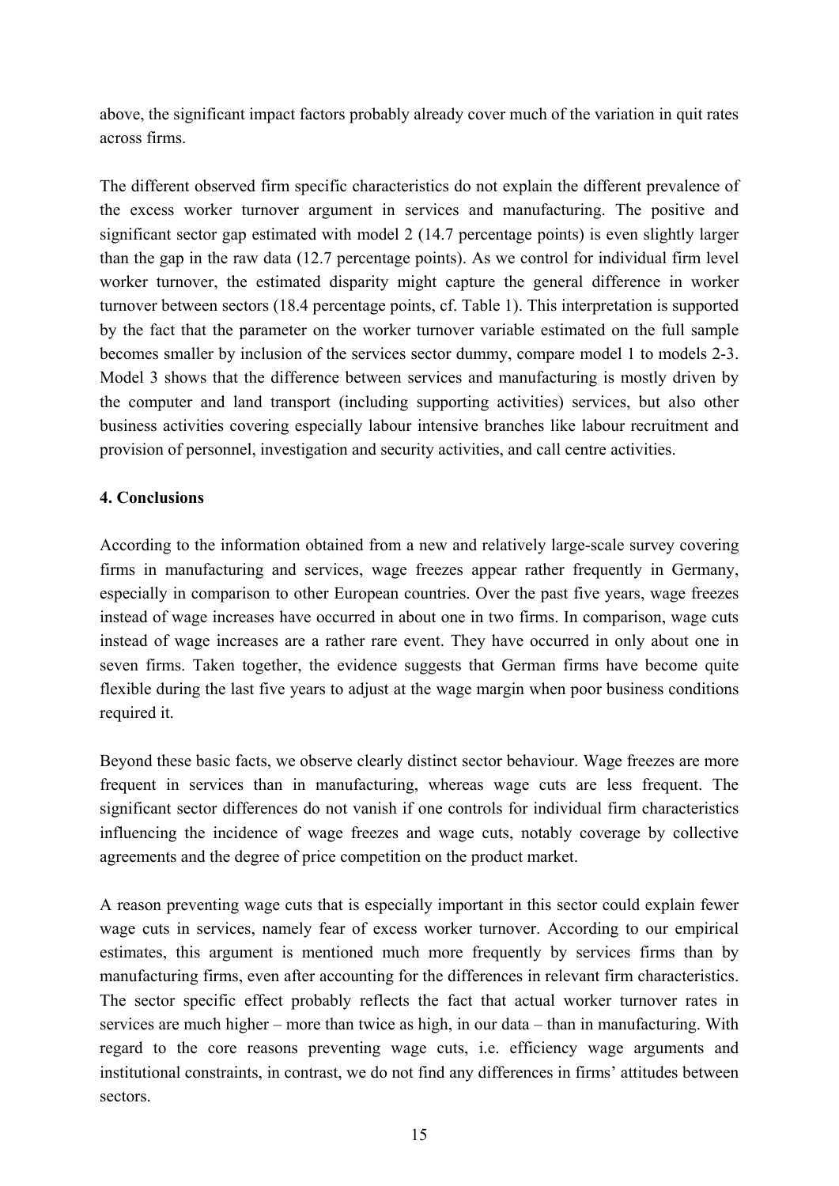above, the significant impact factors probably already cover much of the variation in quit rates across firms.

The different observed firm specific characteristics do not explain the different prevalence of the excess worker turnover argument in services and manufacturing. The positive and significant sector gap estimated with model 2 (14.7 percentage points) is even slightly larger than the gap in the raw data (12.7 percentage points). As we control for individual firm level worker turnover, the estimated disparity might capture the general difference in worker turnover between sectors (18.4 percentage points, cf. Table 1). This interpretation is supported by the fact that the parameter on the worker turnover variable estimated on the full sample becomes smaller by inclusion of the services sector dummy, compare model 1 to models 2-3. Model 3 shows that the difference between services and manufacturing is mostly driven by the computer and land transport (including supporting activities) services, but also other business activities covering especially labour intensive branches like labour recruitment and provision of personnel, investigation and security activities, and call centre activities.

## 4. Conclusions

According to the information obtained from a new and relatively large-scale survey covering firms in manufacturing and services, wage freezes appear rather frequently in Germany, especially in comparison to other European countries. Over the past five years, wage freezes instead of wage increases have occurred in about one in two firms. In comparison, wage cuts instead of wage increases are a rather rare event. They have occurred in only about one in seven firms. Taken together, the evidence suggests that German firms have become quite flexible during the last five years to adjust at the wage margin when poor business conditions required it.

Beyond these basic facts, we observe clearly distinct sector behaviour. Wage freezes are more frequent in services than in manufacturing, whereas wage cuts are less frequent. The significant sector differences do not vanish if one controls for individual firm characteristics influencing the incidence of wage freezes and wage cuts, notably coverage by collective agreements and the degree of price competition on the product market.

A reason preventing wage cuts that is especially important in this sector could explain fewer wage cuts in services, namely fear of excess worker turnover. According to our empirical estimates, this argument is mentioned much more frequently by services firms than by manufacturing firms, even after accounting for the differences in relevant firm characteristics. The sector specific effect probably reflects the fact that actual worker turnover rates in services are much higher – more than twice as high, in our data – than in manufacturing. With regard to the core reasons preventing wage cuts, i.e. efficiency wage arguments and institutional constraints, in contrast, we do not find any differences in firms' attitudes between sectors.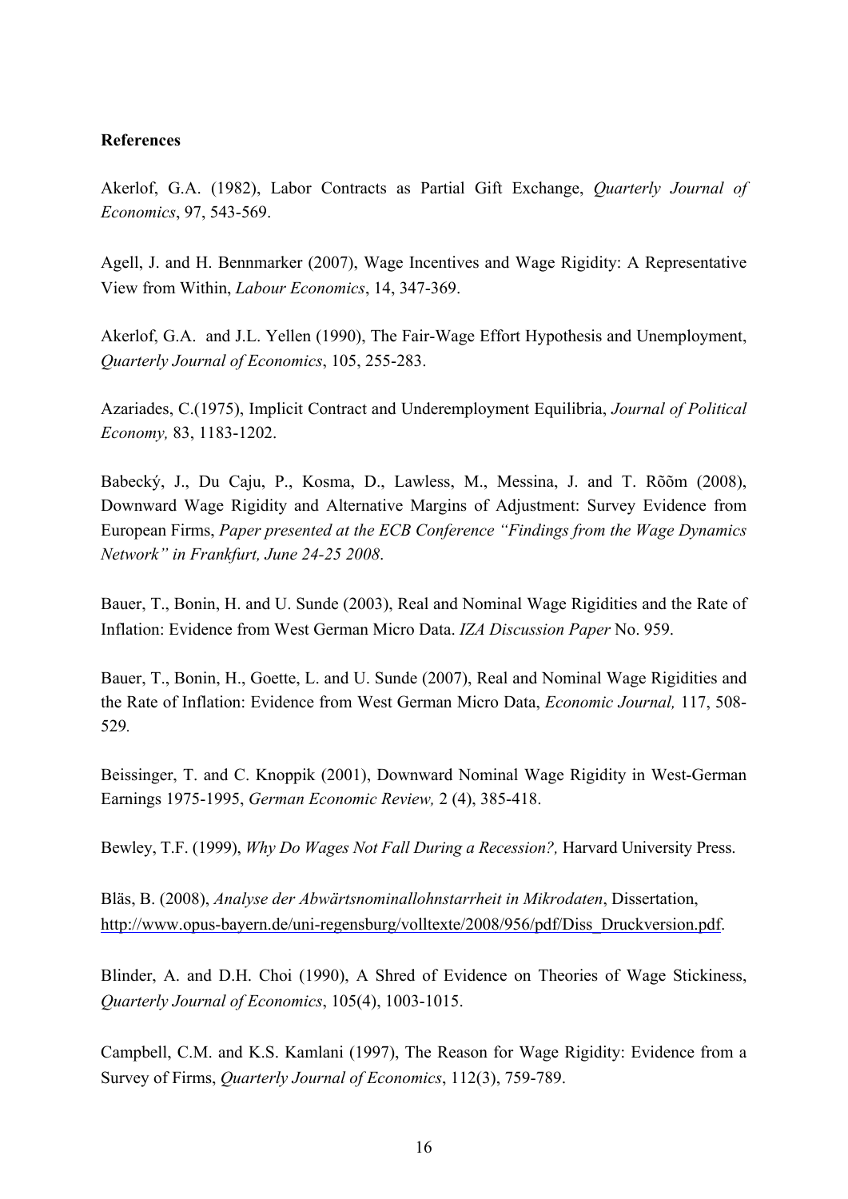**References**

Akerlof, G.A. (1982), Labor Contracts as Partial Gift Exchange, *Quarterly Journal of Economics*, 97, 543-569.

Agell, J. and H. Bennmarker (2007), Wage Incentives and Wage Rigidity: A Representative View from Within, *Labour Economics*, 14, 347-369.

Akerlof, G.A. and J.L. Yellen (1990), The Fair-Wage Effort Hypothesis and Unemployment, *Quarterly Journal of Economics*, 105, 255-283.

Azariades, C.(1975), Implicit Contract and Underemployment Equilibria, *Journal of Political Economy,* 83, 1183-1202.

Babecký, J., Du Caju, P., Kosma, D., Lawless, M., Messina, J. and T. Rõõm (2008), Downward Wage Rigidity and Alternative Margins of Adjustment: Survey Evidence from European Firms, *Paper presented at the ECB Conference "Findings from the Wage Dynamics Network" in Frankfurt, June 24-25 2008*.

Bauer, T., Bonin, H. and U. Sunde (2003), Real and Nominal Wage Rigidities and the Rate of Inflation: Evidence from West German Micro Data. *IZA Discussion Paper* No. 959.

Bauer, T., Bonin, H., Goette, L. and U. Sunde (2007), Real and Nominal Wage Rigidities and the Rate of Inflation: Evidence from West German Micro Data, *Economic Journal,* 117, 508-529*.*

Beissinger, T. and C. Knoppik (2001), Downward Nominal Wage Rigidity in West-German Earnings 1975-1995, *German Economic Review,* 2 (4), 385-418.

Bewley, T.F. (1999), *Why Do Wages Not Fall During a Recession?,* Harvard University Press.

Bläs, B. (2008), *Analyse der Abwärtsnominallohnstarrheit in Mikrodaten*, Dissertation, http://www.opus-bayern.de/uni-regensburg/volltexte/2008/956/pdf/Diss_Druckversion.pdf.

Blinder, A. and D.H. Choi (1990), A Shred of Evidence on Theories of Wage Stickiness, *Quarterly Journal of Economics*, 105(4), 1003-1015.

Campbell, C.M. and K.S. Kamlani (1997), The Reason for Wage Rigidity: Evidence from a Survey of Firms, *Quarterly Journal of Economics*, 112(3), 759-789.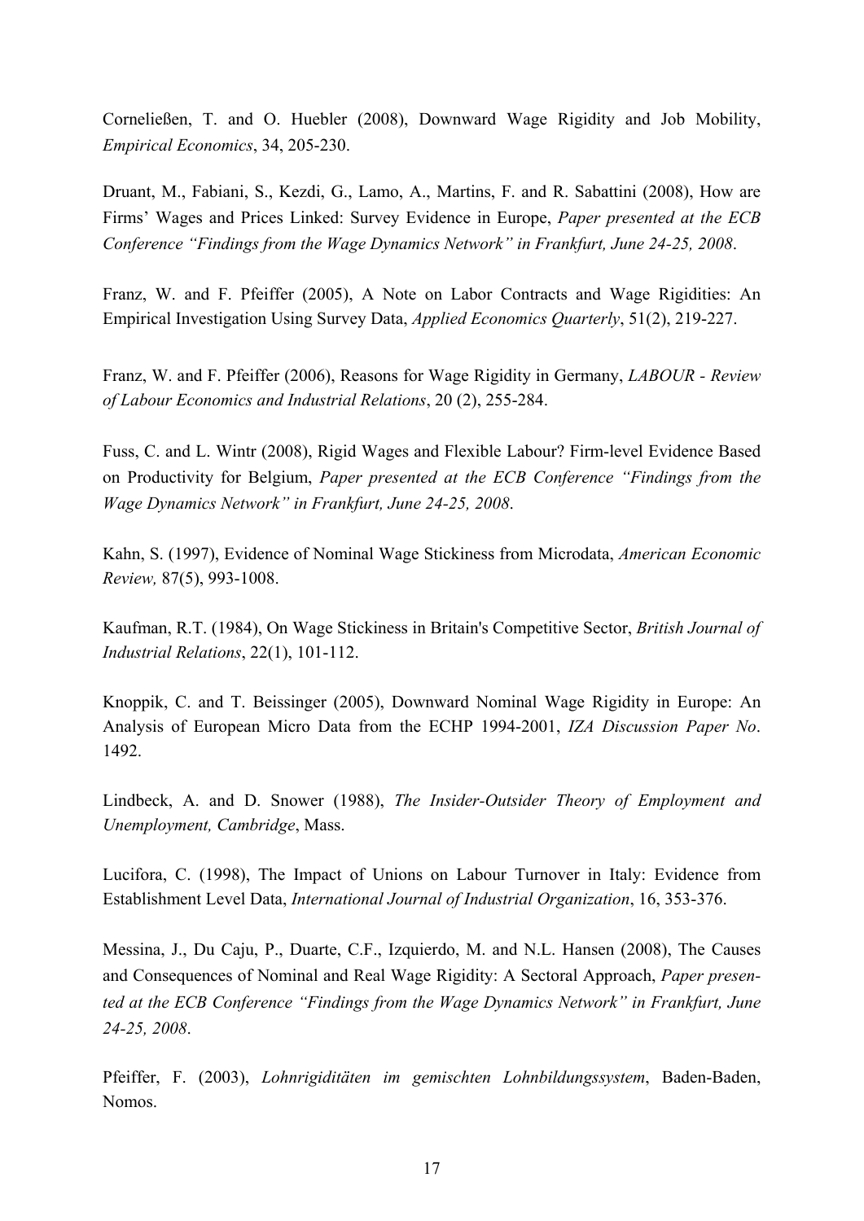Corneließen, T. and O. Huebler (2008), Downward Wage Rigidity and Job Mobility, *Empirical Economics*, 34, 205-230.

Druant, M., Fabiani, S., Kezdi, G., Lamo, A., Martins, F. and R. Sabattini (2008), How are Firms' Wages and Prices Linked: Survey Evidence in Europe, *Paper presented at the ECB Conference "Findings from the Wage Dynamics Network" in Frankfurt, June 24-25, 2008*.

Franz, W. and F. Pfeiffer (2005), A Note on Labor Contracts and Wage Rigidities: An Empirical Investigation Using Survey Data, *Applied Economics Quarterly*, 51(2), 219-227.

Franz, W. and F. Pfeiffer (2006), Reasons for Wage Rigidity in Germany, *LABOUR - Review of Labour Economics and Industrial Relations*, 20 (2), 255-284.

Fuss, C. and L. Wintr (2008), Rigid Wages and Flexible Labour? Firm-level Evidence Based on Productivity for Belgium, *Paper presented at the ECB Conference "Findings from the Wage Dynamics Network" in Frankfurt, June 24-25, 2008*.

Kahn, S. (1997), Evidence of Nominal Wage Stickiness from Microdata, *American Economic Review,* 87(5), 993-1008.

Kaufman, R.T. (1984), On Wage Stickiness in Britain's Competitive Sector, *British Journal of Industrial Relations*, 22(1), 101-112.

Knoppik, C. and T. Beissinger (2005), Downward Nominal Wage Rigidity in Europe: An Analysis of European Micro Data from the ECHP 1994-2001, *IZA Discussion Paper No*. 1492.

Lindbeck, A. and D. Snower (1988), *The Insider-Outsider Theory of Employment and Unemployment, Cambridge*, Mass.

Lucifora, C. (1998), The Impact of Unions on Labour Turnover in Italy: Evidence from Establishment Level Data, *International Journal of Industrial Organization*, 16, 353-376.

Messina, J., Du Caju, P., Duarte, C.F., Izquierdo, M. and N.L. Hansen (2008), The Causes and Consequences of Nominal and Real Wage Rigidity: A Sectoral Approach, *Paper presented at the ECB Conference "Findings from the Wage Dynamics Network" in Frankfurt, June 24-25, 2008*.

Pfeiffer, F. (2003), *Lohnrigiditäten im gemischten Lohnbildungssystem*, Baden-Baden, Nomos.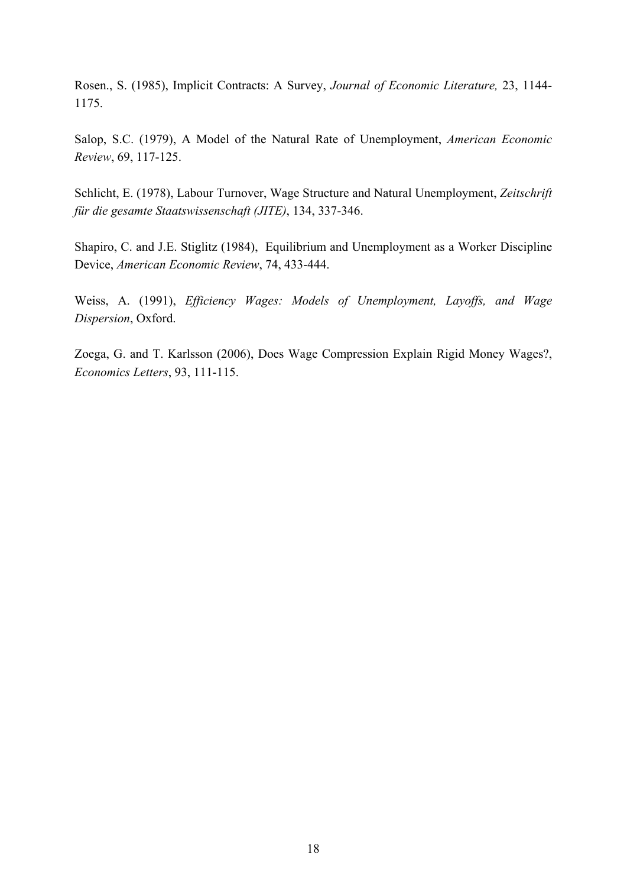Rosen., S. (1985), Implicit Contracts: A Survey, *Journal of Economic Literature,* 23, 1144-1175.

Salop, S.C. (1979), A Model of the Natural Rate of Unemployment, *American Economic Review*, 69, 117-125.

Schlicht, E. (1978), Labour Turnover, Wage Structure and Natural Unemployment, *Zeitschrift für die gesamte Staatswissenschaft (JITE)*, 134, 337-346.

Shapiro, C. and J.E. Stiglitz (1984), Equilibrium and Unemployment as a Worker Discipline Device, *American Economic Review*, 74, 433-444.

Weiss, A. (1991), *Efficiency Wages: Models of Unemployment, Layoffs, and Wage Dispersion*, Oxford.

Zoega, G. and T. Karlsson (2006), Does Wage Compression Explain Rigid Money Wages?, *Economics Letters*, 93, 111-115.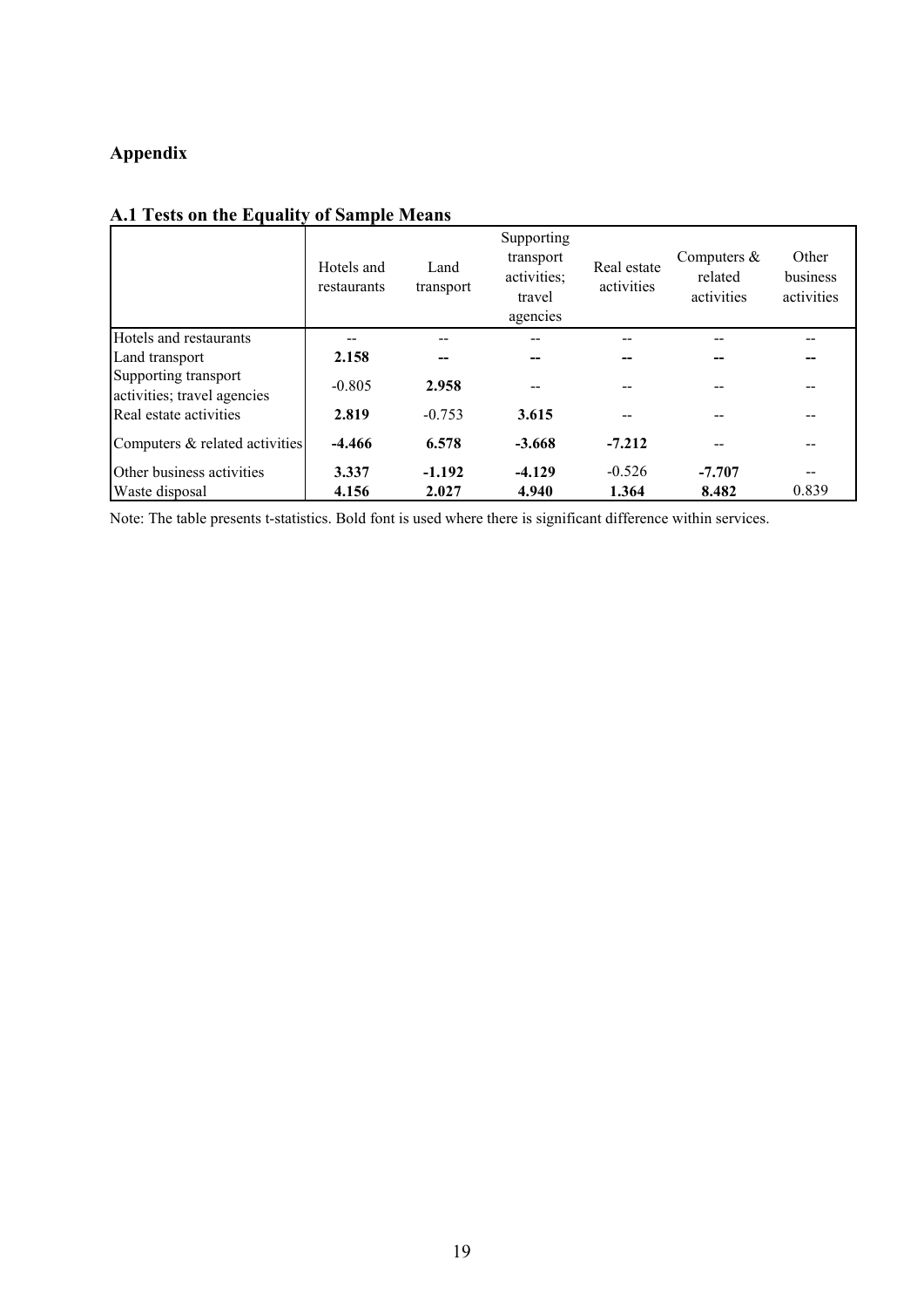# Appendix

## A.1 Tests on the Equality of Sample Means

| | Hotels and restaurants | Land transport | Supporting transport activities; travel agencies | Real estate activities | Computers & related activities | Other business activities |
|---|---|---|---|---|---|---|
| Hotels and restaurants | -- | -- | -- | -- | -- | -- |
| Land transport | **2.158** | **--** | **--** | **--** | **--** | **--** |
| Supporting transport activities; travel agencies | -0.805 | **2.958** | -- | -- | -- | -- |
| Real estate activities | **2.819** | -0.753 | **3.615** | -- | -- | -- |
| Computers & related activities | **-4.466** | **6.578** | **-3.668** | **-7.212** | -- | -- |
| Other business activities | **3.337** | **-1.192** | **-4.129** | -0.526 | **-7.707** | -- |
| Waste disposal | **4.156** | **2.027** | **4.940** | **1.364** | **8.482** | 0.839 |

Note: The table presents t-statistics. Bold font is used where there is significant difference within services.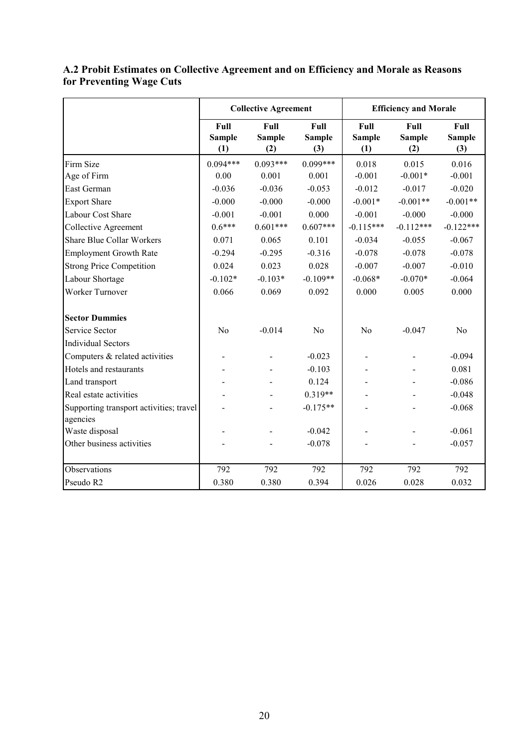### A.2 Probit Estimates on Collective Agreement and on Efficiency and Morale as Reasons for Preventing Wage Cuts

| | Collective Agreement | | | Efficiency and Morale | | |
|---|---|---|---|---|---|---|
| | Full Sample (1) | Full Sample (2) | Full Sample (3) | Full Sample (1) | Full Sample (2) | Full Sample (3) |
| Firm Size | 0.094*** | 0.093*** | 0.099*** | 0.018 | 0.015 | 0.016 |
| Age of Firm | 0.00 | 0.001 | 0.001 | -0.001 | -0.001* | -0.001 |
| East German | -0.036 | -0.036 | -0.053 | -0.012 | -0.017 | -0.020 |
| Export Share | -0.000 | -0.000 | -0.000 | -0.001* | -0.001** | -0.001** |
| Labour Cost Share | -0.001 | -0.001 | 0.000 | -0.001 | -0.000 | -0.000 |
| Collective Agreement | 0.6*** | 0.601*** | 0.607*** | -0.115*** | -0.112*** | -0.122*** |
| Share Blue Collar Workers | 0.071 | 0.065 | 0.101 | -0.034 | -0.055 | -0.067 |
| Employment Growth Rate | -0.294 | -0.295 | -0.316 | -0.078 | -0.078 | -0.078 |
| Strong Price Competition | 0.024 | 0.023 | 0.028 | -0.007 | -0.007 | -0.010 |
| Labour Shortage | -0.102* | -0.103* | -0.109** | -0.068* | -0.070* | -0.064 |
| Worker Turnover | 0.066 | 0.069 | 0.092 | 0.000 | 0.005 | 0.000 |
| **Sector Dummies** | | | | | | |
| Service Sector | No | -0.014 | No | No | -0.047 | No |
| Individual Sectors | | | | | | |
| Computers & related activities | - | - | -0.023 | - | - | -0.094 |
| Hotels and restaurants | - | - | -0.103 | - | - | 0.081 |
| Land transport | - | - | 0.124 | - | - | -0.086 |
| Real estate activities | - | - | 0.319** | - | - | -0.048 |
| Supporting transport activities; travel agencies | - | - | -0.175** | - | - | -0.068 |
| Waste disposal | - | - | -0.042 | - | - | -0.061 |
| Other business activities | - | - | -0.078 | - | - | -0.057 |
| Observations | 792 | 792 | 792 | 792 | 792 | 792 |
| Pseudo R2 | 0.380 | 0.380 | 0.394 | 0.026 | 0.028 | 0.032 |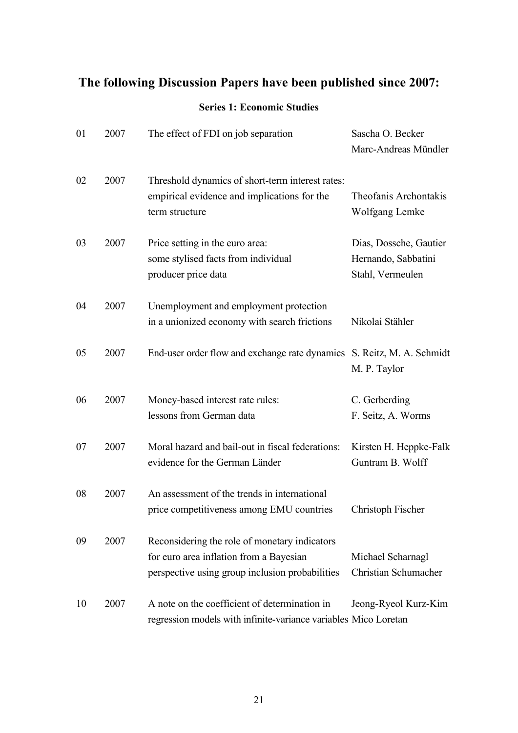# The following Discussion Papers have been published since 2007:

## Series 1: Economic Studies

| | | | |
|---|---|---|---|
| 01 | 2007 | The effect of FDI on job separation | Sascha O. Becker<br>Marc-Andreas Mündler |
| 02 | 2007 | Threshold dynamics of short-term interest rates: empirical evidence and implications for the term structure | Theofanis Archontakis<br>Wolfgang Lemke |
| 03 | 2007 | Price setting in the euro area: some stylised facts from individual producer price data | Dias, Dossche, Gautier<br>Hernando, Sabbatini<br>Stahl, Vermeulen |
| 04 | 2007 | Unemployment and employment protection in a unionized economy with search frictions | Nikolai Stähler |
| 05 | 2007 | End-user order flow and exchange rate dynamics | S. Reitz, M. A. Schmidt<br>M. P. Taylor |
| 06 | 2007 | Money-based interest rate rules: lessons from German data | C. Gerberding<br>F. Seitz, A. Worms |
| 07 | 2007 | Moral hazard and bail-out in fiscal federations: evidence for the German Länder | Kirsten H. Heppke-Falk<br>Guntram B. Wolff |
| 08 | 2007 | An assessment of the trends in international price competitiveness among EMU countries | Christoph Fischer |
| 09 | 2007 | Reconsidering the role of monetary indicators for euro area inflation from a Bayesian perspective using group inclusion probabilities | Michael Scharnagl<br>Christian Schumacher |
| 10 | 2007 | A note on the coefficient of determination in regression models with infinite-variance variables | Jeong-Ryeol Kurz-Kim<br>Mico Loretan |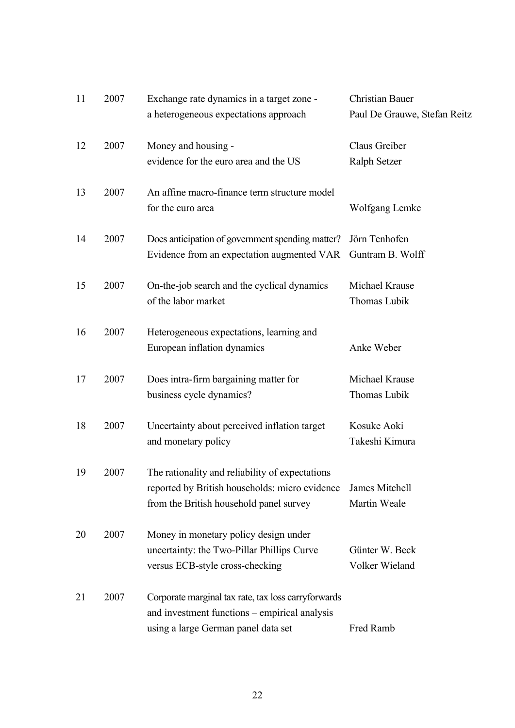| | | | |
|---|---|---|---|
| 11 | 2007 | Exchange rate dynamics in a target zone - a heterogeneous expectations approach | Christian Bauer Paul De Grauwe, Stefan Reitz |
| 12 | 2007 | Money and housing - evidence for the euro area and the US | Claus Greiber Ralph Setzer |
| 13 | 2007 | An affine macro-finance term structure model for the euro area | Wolfgang Lemke |
| 14 | 2007 | Does anticipation of government spending matter? Evidence from an expectation augmented VAR | Jörn Tenhofen Guntram B. Wolff |
| 15 | 2007 | On-the-job search and the cyclical dynamics of the labor market | Michael Krause Thomas Lubik |
| 16 | 2007 | Heterogeneous expectations, learning and European inflation dynamics | Anke Weber |
| 17 | 2007 | Does intra-firm bargaining matter for business cycle dynamics? | Michael Krause Thomas Lubik |
| 18 | 2007 | Uncertainty about perceived inflation target and monetary policy | Kosuke Aoki Takeshi Kimura |
| 19 | 2007 | The rationality and reliability of expectations reported by British households: micro evidence from the British household panel survey | James Mitchell Martin Weale |
| 20 | 2007 | Money in monetary policy design under uncertainty: the Two-Pillar Phillips Curve versus ECB-style cross-checking | Günter W. Beck Volker Wieland |
| 21 | 2007 | Corporate marginal tax rate, tax loss carryforwards and investment functions – empirical analysis using a large German panel data set | Fred Ramb |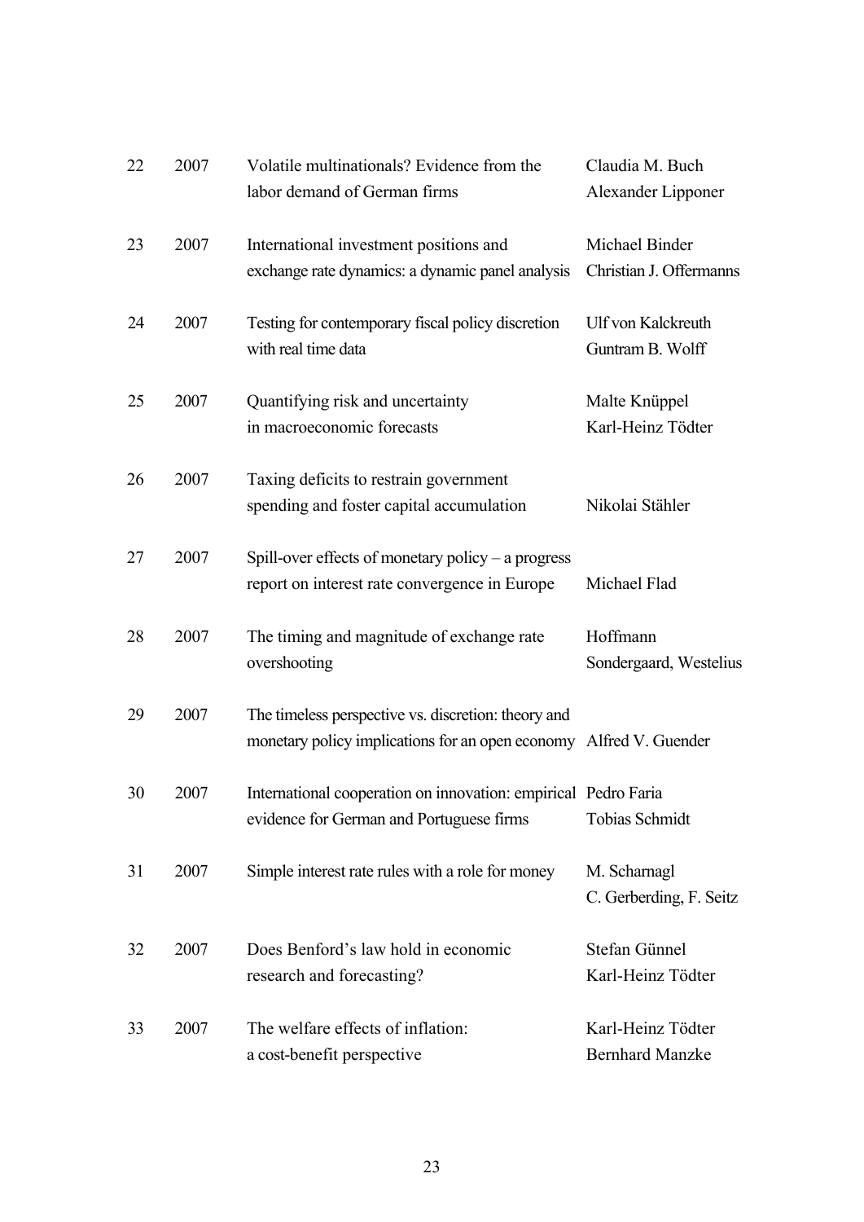| | | | |
|---|---|---|---|
| 22 | 2007 | Volatile multinationals? Evidence from the labor demand of German firms | Claudia M. Buch<br>Alexander Lipponer |
| 23 | 2007 | International investment positions and exchange rate dynamics: a dynamic panel analysis | Michael Binder<br>Christian J. Offermanns |
| 24 | 2007 | Testing for contemporary fiscal policy discretion with real time data | Ulf von Kalckreuth<br>Guntram B. Wolff |
| 25 | 2007 | Quantifying risk and uncertainty in macroeconomic forecasts | Malte Knüppel<br>Karl-Heinz Tödter |
| 26 | 2007 | Taxing deficits to restrain government spending and foster capital accumulation | Nikolai Stähler |
| 27 | 2007 | Spill-over effects of monetary policy – a progress report on interest rate convergence in Europe | Michael Flad |
| 28 | 2007 | The timing and magnitude of exchange rate overshooting | Hoffmann<br>Sondergaard, Westelius |
| 29 | 2007 | The timeless perspective vs. discretion: theory and monetary policy implications for an open economy | Alfred V. Guender |
| 30 | 2007 | International cooperation on innovation: empirical evidence for German and Portuguese firms | Pedro Faria<br>Tobias Schmidt |
| 31 | 2007 | Simple interest rate rules with a role for money | M. Scharnagl<br>C. Gerberding, F. Seitz |
| 32 | 2007 | Does Benford's law hold in economic research and forecasting? | Stefan Günnel<br>Karl-Heinz Tödter |
| 33 | 2007 | The welfare effects of inflation: a cost-benefit perspective | Karl-Heinz Tödter<br>Bernhard Manzke |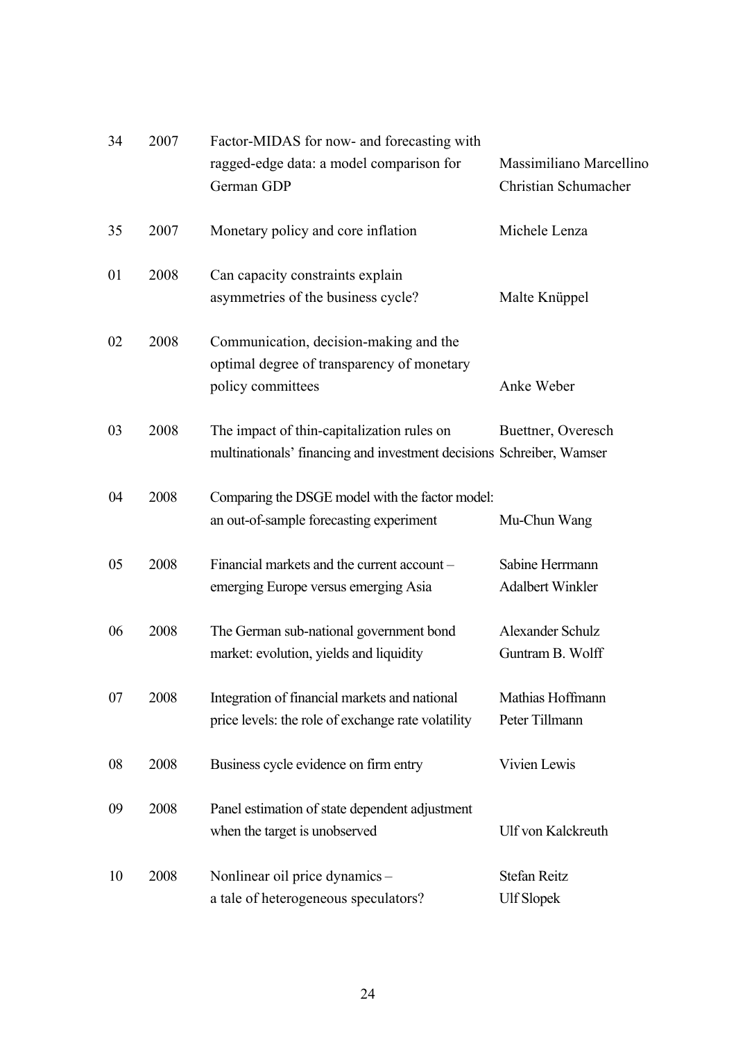| | | | |
|---|---|---|---|
| 34 | 2007 | Factor-MIDAS for now- and forecasting with ragged-edge data: a model comparison for German GDP | Massimiliano Marcellino<br>Christian Schumacher |
| 35 | 2007 | Monetary policy and core inflation | Michele Lenza |
| 01 | 2008 | Can capacity constraints explain asymmetries of the business cycle? | Malte Knüppel |
| 02 | 2008 | Communication, decision-making and the optimal degree of transparency of monetary policy committees | Anke Weber |
| 03 | 2008 | The impact of thin-capitalization rules on multinationals' financing and investment decisions | Buettner, Overesch<br>Schreiber, Wamser |
| 04 | 2008 | Comparing the DSGE model with the factor model: an out-of-sample forecasting experiment | Mu-Chun Wang |
| 05 | 2008 | Financial markets and the current account – emerging Europe versus emerging Asia | Sabine Herrmann<br>Adalbert Winkler |
| 06 | 2008 | The German sub-national government bond market: evolution, yields and liquidity | Alexander Schulz<br>Guntram B. Wolff |
| 07 | 2008 | Integration of financial markets and national price levels: the role of exchange rate volatility | Mathias Hoffmann<br>Peter Tillmann |
| 08 | 2008 | Business cycle evidence on firm entry | Vivien Lewis |
| 09 | 2008 | Panel estimation of state dependent adjustment when the target is unobserved | Ulf von Kalckreuth |
| 10 | 2008 | Nonlinear oil price dynamics – a tale of heterogeneous speculators? | Stefan Reitz<br>Ulf Slopek |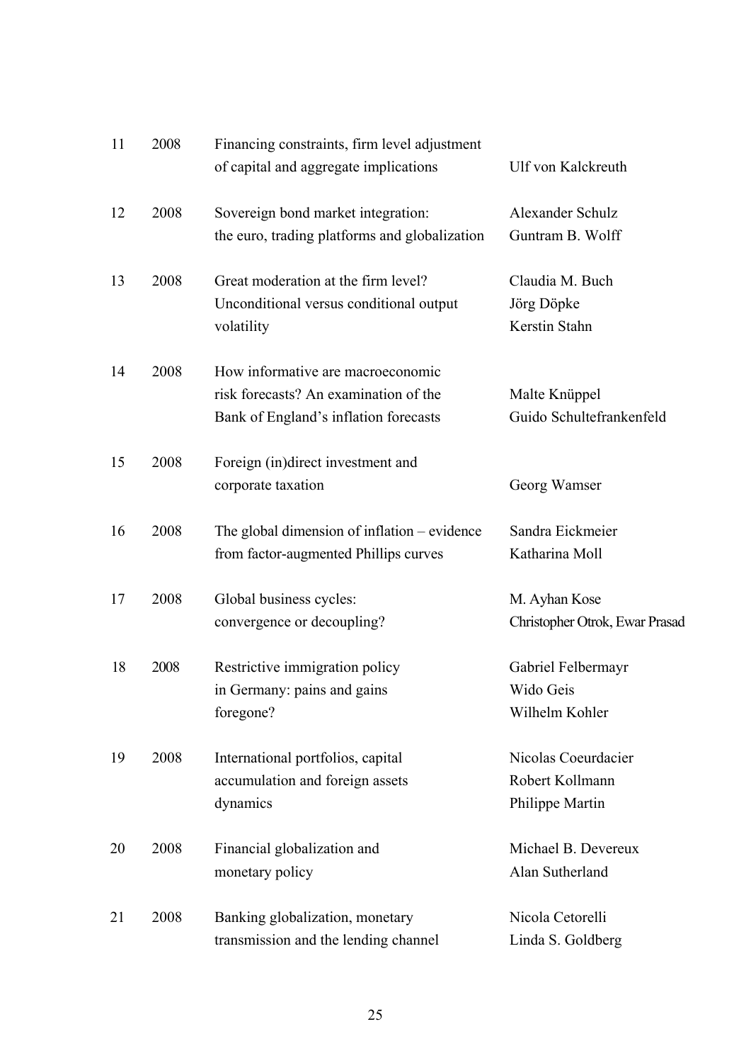| | | | |
|---|---|---|---|
| 11 | 2008 | Financing constraints, firm level adjustment of capital and aggregate implications | Ulf von Kalckreuth |
| 12 | 2008 | Sovereign bond market integration: the euro, trading platforms and globalization | Alexander Schulz<br>Guntram B. Wolff |
| 13 | 2008 | Great moderation at the firm level? Unconditional versus conditional output volatility | Claudia M. Buch<br>Jörg Döpke<br>Kerstin Stahn |
| 14 | 2008 | How informative are macroeconomic risk forecasts? An examination of the Bank of England's inflation forecasts | Malte Knüppel<br>Guido Schultefrankenfeld |
| 15 | 2008 | Foreign (in)direct investment and corporate taxation | Georg Wamser |
| 16 | 2008 | The global dimension of inflation – evidence from factor-augmented Phillips curves | Sandra Eickmeier<br>Katharina Moll |
| 17 | 2008 | Global business cycles: convergence or decoupling? | M. Ayhan Kose<br>Christopher Otrok, Ewar Prasad |
| 18 | 2008 | Restrictive immigration policy in Germany: pains and gains foregone? | Gabriel Felbermayr<br>Wido Geis<br>Wilhelm Kohler |
| 19 | 2008 | International portfolios, capital accumulation and foreign assets dynamics | Nicolas Coeurdacier<br>Robert Kollmann<br>Philippe Martin |
| 20 | 2008 | Financial globalization and monetary policy | Michael B. Devereux<br>Alan Sutherland |
| 21 | 2008 | Banking globalization, monetary transmission and the lending channel | Nicola Cetorelli<br>Linda S. Goldberg |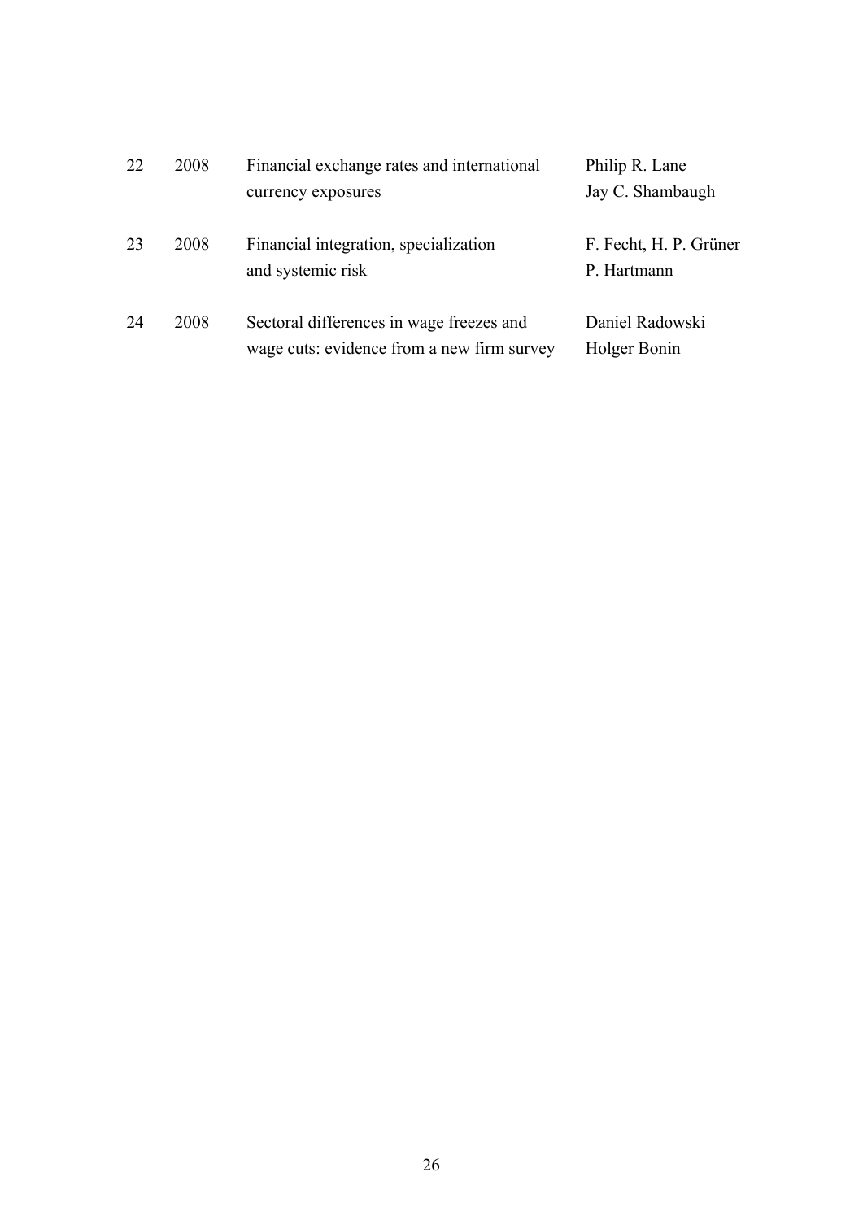| | | | |
|---|---|---|---|
| 22 | 2008 | Financial exchange rates and international currency exposures | Philip R. Lane<br>Jay C. Shambaugh |
| 23 | 2008 | Financial integration, specialization and systemic risk | F. Fecht, H. P. Grüner<br>P. Hartmann |
| 24 | 2008 | Sectoral differences in wage freezes and wage cuts: evidence from a new firm survey | Daniel Radowski<br>Holger Bonin |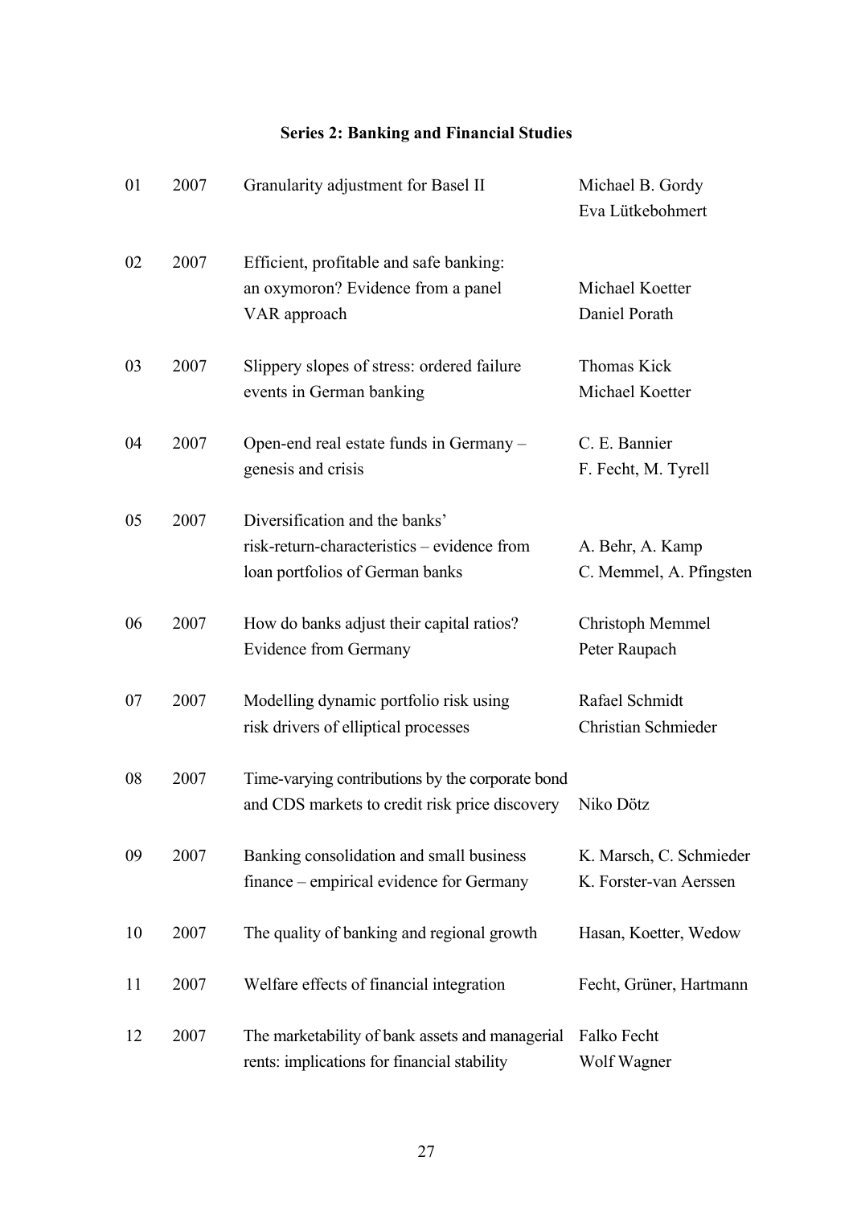**Series 2: Banking and Financial Studies**

| | | | |
|---|---|---|---|
| 01 | 2007 | Granularity adjustment for Basel II | Michael B. Gordy<br>Eva Lütkebohmert |
| 02 | 2007 | Efficient, profitable and safe banking: an oxymoron? Evidence from a panel VAR approach | Michael Koetter<br>Daniel Porath |
| 03 | 2007 | Slippery slopes of stress: ordered failure events in German banking | Thomas Kick<br>Michael Koetter |
| 04 | 2007 | Open-end real estate funds in Germany – genesis and crisis | C. E. Bannier<br>F. Fecht, M. Tyrell |
| 05 | 2007 | Diversification and the banks' risk-return-characteristics – evidence from loan portfolios of German banks | A. Behr, A. Kamp<br>C. Memmel, A. Pfingsten |
| 06 | 2007 | How do banks adjust their capital ratios? Evidence from Germany | Christoph Memmel<br>Peter Raupach |
| 07 | 2007 | Modelling dynamic portfolio risk using risk drivers of elliptical processes | Rafael Schmidt<br>Christian Schmieder |
| 08 | 2007 | Time-varying contributions by the corporate bond and CDS markets to credit risk price discovery | Niko Dötz |
| 09 | 2007 | Banking consolidation and small business finance – empirical evidence for Germany | K. Marsch, C. Schmieder<br>K. Forster-van Aerssen |
| 10 | 2007 | The quality of banking and regional growth | Hasan, Koetter, Wedow |
| 11 | 2007 | Welfare effects of financial integration | Fecht, Grüner, Hartmann |
| 12 | 2007 | The marketability of bank assets and managerial rents: implications for financial stability | Falko Fecht<br>Wolf Wagner |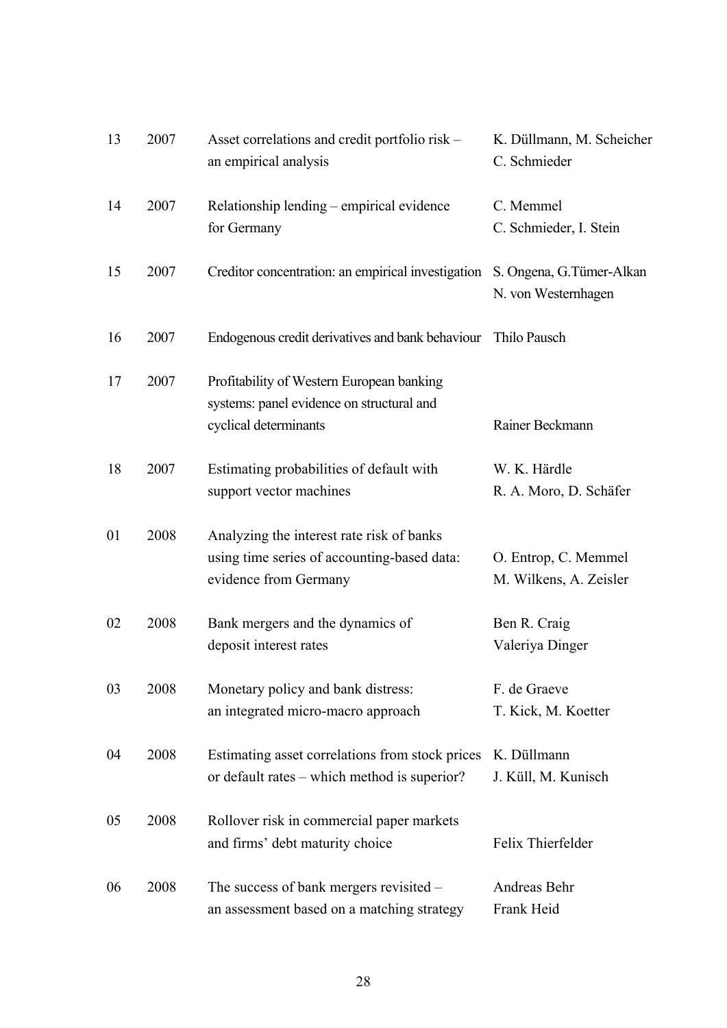| | | | |
|---|---|---|---|
| 13 | 2007 | Asset correlations and credit portfolio risk – an empirical analysis | K. Düllmann, M. Scheicher C. Schmieder |
| 14 | 2007 | Relationship lending – empirical evidence for Germany | C. Memmel C. Schmieder, I. Stein |
| 15 | 2007 | Creditor concentration: an empirical investigation | S. Ongena, G.Tümer-Alkan N. von Westernhagen |
| 16 | 2007 | Endogenous credit derivatives and bank behaviour | Thilo Pausch |
| 17 | 2007 | Profitability of Western European banking systems: panel evidence on structural and cyclical determinants | Rainer Beckmann |
| 18 | 2007 | Estimating probabilities of default with support vector machines | W. K. Härdle R. A. Moro, D. Schäfer |
| 01 | 2008 | Analyzing the interest rate risk of banks using time series of accounting-based data: evidence from Germany | O. Entrop, C. Memmel M. Wilkens, A. Zeisler |
| 02 | 2008 | Bank mergers and the dynamics of deposit interest rates | Ben R. Craig Valeriya Dinger |
| 03 | 2008 | Monetary policy and bank distress: an integrated micro-macro approach | F. de Graeve T. Kick, M. Koetter |
| 04 | 2008 | Estimating asset correlations from stock prices or default rates – which method is superior? | K. Düllmann J. Küll, M. Kunisch |
| 05 | 2008 | Rollover risk in commercial paper markets and firms' debt maturity choice | Felix Thierfelder |
| 06 | 2008 | The success of bank mergers revisited – an assessment based on a matching strategy | Andreas Behr Frank Heid |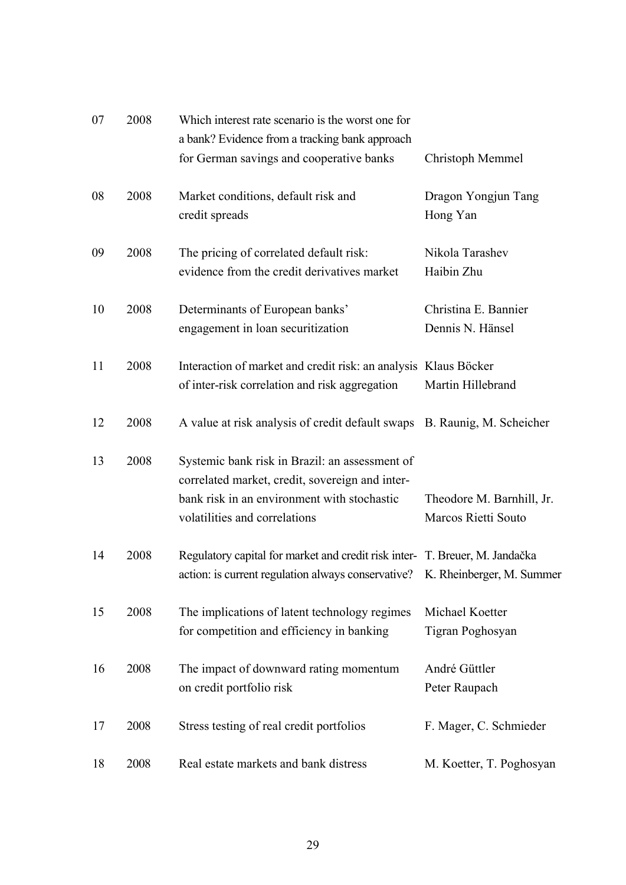| | | | |
|---|---|---|---|
| 07 | 2008 | Which interest rate scenario is the worst one for a bank? Evidence from a tracking bank approach for German savings and cooperative banks | Christoph Memmel |
| 08 | 2008 | Market conditions, default risk and credit spreads | Dragon Yongjun Tang<br>Hong Yan |
| 09 | 2008 | The pricing of correlated default risk: evidence from the credit derivatives market | Nikola Tarashev<br>Haibin Zhu |
| 10 | 2008 | Determinants of European banks' engagement in loan securitization | Christina E. Bannier<br>Dennis N. Hänsel |
| 11 | 2008 | Interaction of market and credit risk: an analysis of inter-risk correlation and risk aggregation | Klaus Böcker<br>Martin Hillebrand |
| 12 | 2008 | A value at risk analysis of credit default swaps | B. Raunig, M. Scheicher |
| 13 | 2008 | Systemic bank risk in Brazil: an assessment of correlated market, credit, sovereign and inter-bank risk in an environment with stochastic volatilities and correlations | Theodore M. Barnhill, Jr.<br>Marcos Rietti Souto |
| 14 | 2008 | Regulatory capital for market and credit risk inter-action: is current regulation always conservative? | T. Breuer, M. Jandačka<br>K. Rheinberger, M. Summer |
| 15 | 2008 | The implications of latent technology regimes for competition and efficiency in banking | Michael Koetter<br>Tigran Poghosyan |
| 16 | 2008 | The impact of downward rating momentum on credit portfolio risk | André Güttler<br>Peter Raupach |
| 17 | 2008 | Stress testing of real credit portfolios | F. Mager, C. Schmieder |
| 18 | 2008 | Real estate markets and bank distress | M. Koetter, T. Poghosyan |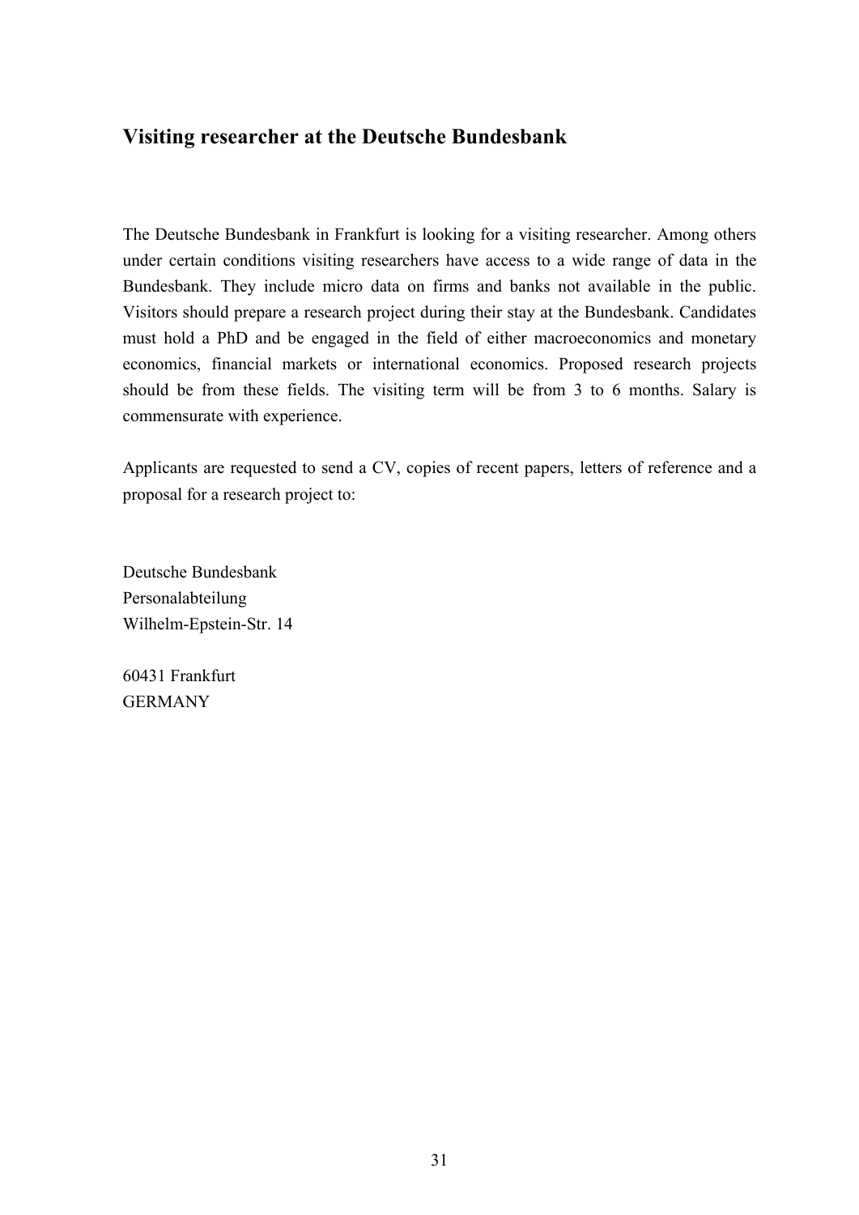## Visiting researcher at the Deutsche Bundesbank

The Deutsche Bundesbank in Frankfurt is looking for a visiting researcher. Among others under certain conditions visiting researchers have access to a wide range of data in the Bundesbank. They include micro data on firms and banks not available in the public. Visitors should prepare a research project during their stay at the Bundesbank. Candidates must hold a PhD and be engaged in the field of either macroeconomics and monetary economics, financial markets or international economics. Proposed research projects should be from these fields. The visiting term will be from 3 to 6 months. Salary is commensurate with experience.

Applicants are requested to send a CV, copies of recent papers, letters of reference and a proposal for a research project to:

Deutsche Bundesbank
Personalabteilung
Wilhelm-Epstein-Str. 14

60431 Frankfurt
GERMANY